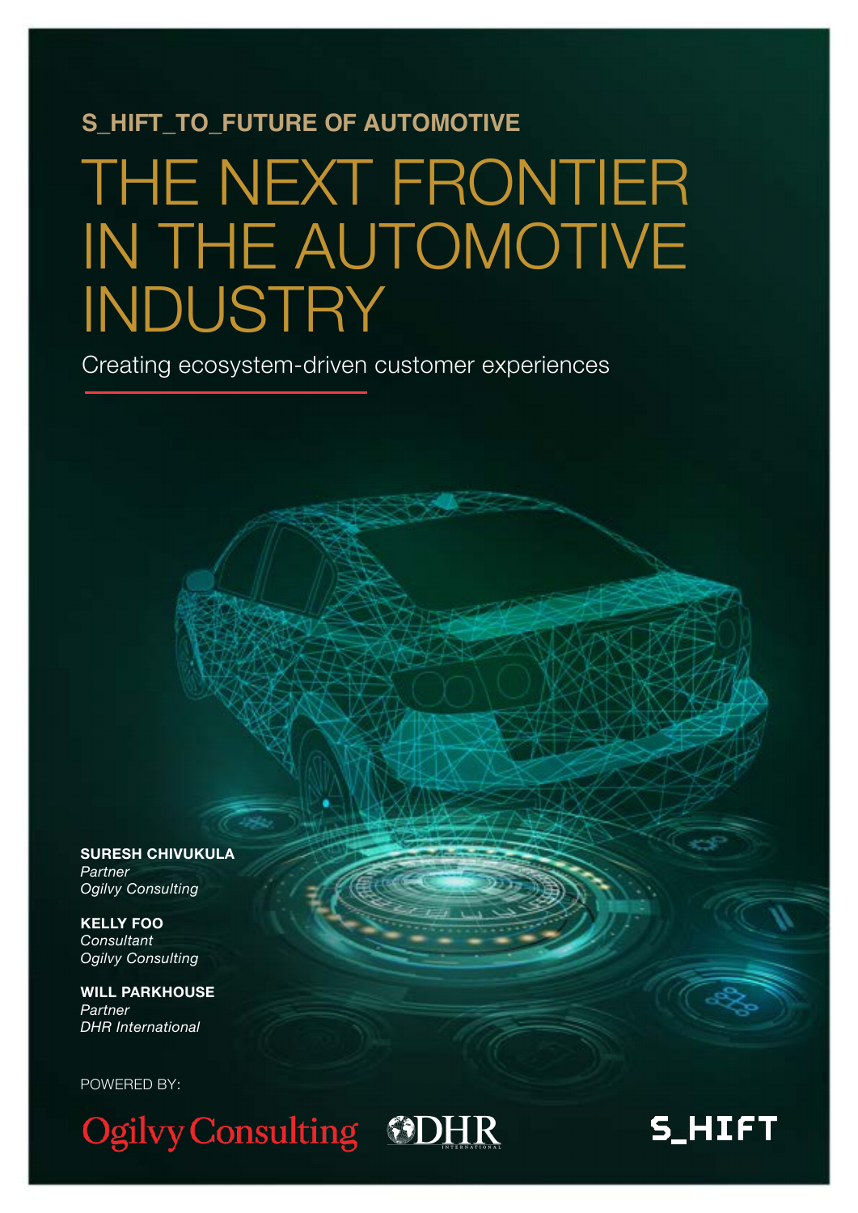S_HIFT_TO_FUTURE OF AUTOMOTIVE

# THE NEXT FRONTIER IN THE AUTOMOTIVE INDUSTRY

Creating ecosystem-driven customer experiences

**SURESH CHIVUKULA**
*Partner*
*Ogilvy Consulting*

**KELLY FOO**
*Consultant*
*Ogilvy Consulting*

**WILL PARKHOUSE**
*Partner*
*DHR International*

POWERED BY:

Ogilvy Consulting DHR INTERNATIONAL S_HIFT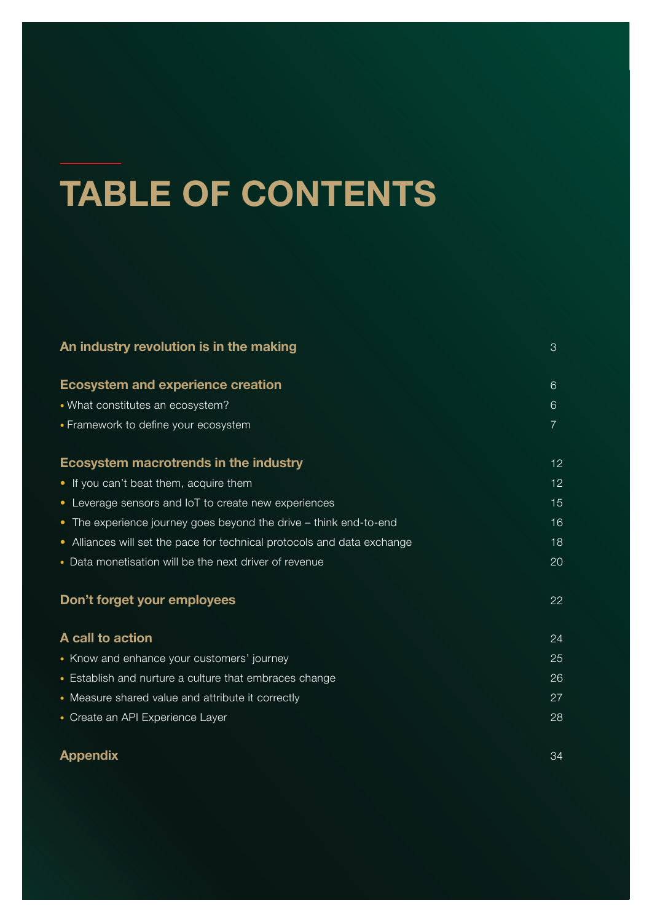# TABLE OF CONTENTS

| | |
|---|---|
| **An industry revolution is in the making** | 3 |
| **Ecosystem and experience creation** | 6 |
| • What constitutes an ecosystem? | 6 |
| • Framework to define your ecosystem | 7 |
| **Ecosystem macrotrends in the industry** | 12 |
| • If you can't beat them, acquire them | 12 |
| • Leverage sensors and IoT to create new experiences | 15 |
| • The experience journey goes beyond the drive – think end-to-end | 16 |
| • Alliances will set the pace for technical protocols and data exchange | 18 |
| • Data monetisation will be the next driver of revenue | 20 |
| **Don't forget your employees** | 22 |
| **A call to action** | 24 |
| • Know and enhance your customers' journey | 25 |
| • Establish and nurture a culture that embraces change | 26 |
| • Measure shared value and attribute it correctly | 27 |
| • Create an API Experience Layer | 28 |
| **Appendix** | 34 |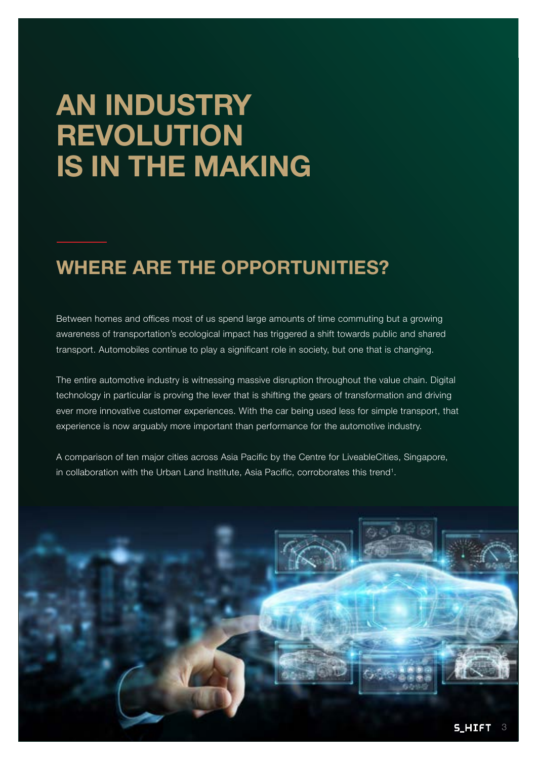# AN INDUSTRY REVOLUTION IS IN THE MAKING

## WHERE ARE THE OPPORTUNITIES?

Between homes and offices most of us spend large amounts of time commuting but a growing awareness of transportation's ecological impact has triggered a shift towards public and shared transport. Automobiles continue to play a significant role in society, but one that is changing.

The entire automotive industry is witnessing massive disruption throughout the value chain. Digital technology in particular is proving the lever that is shifting the gears of transformation and driving ever more innovative customer experiences. With the car being used less for simple transport, that experience is now arguably more important than performance for the automotive industry.

A comparison of ten major cities across Asia Pacific by the Centre for LiveableCities, Singapore, in collaboration with the Urban Land Institute, Asia Pacific, corroborates this trend[1].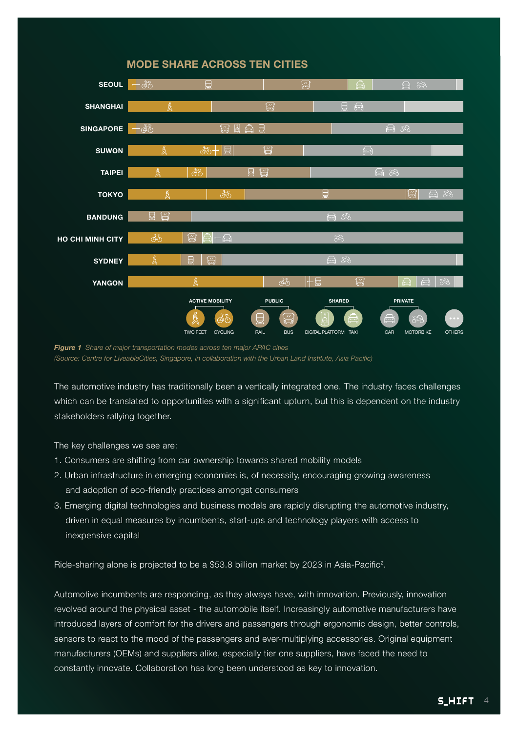## MODE SHARE ACROSS TEN CITIES

SEOUL
SHANGHAI
SINGAPORE
SUWON
TAIPEI
TOKYO
BANDUNG
HO CHI MINH CITY
SYDNEY
YANGON

ACTIVE MOBILITY: TWO FEET, CYCLING
PUBLIC: RAIL, BUS
SHARED: DIGITAL PLATFORM, TAXI
PRIVATE: CAR, MOTORBIKE
OTHERS

***Figure 1*** *Share of major transportation modes across ten major APAC cities*
*(Source: Centre for LiveableCities, Singapore, in collaboration with the Urban Land Institute, Asia Pacific)*

The automotive industry has traditionally been a vertically integrated one. The industry faces challenges which can be translated to opportunities with a significant upturn, but this is dependent on the industry stakeholders rallying together.

The key challenges we see are:

1. Consumers are shifting from car ownership towards shared mobility models
2. Urban infrastructure in emerging economies is, of necessity, encouraging growing awareness and adoption of eco-friendly practices amongst consumers
3. Emerging digital technologies and business models are rapidly disrupting the automotive industry, driven in equal measures by incumbents, start-ups and technology players with access to inexpensive capital

Ride-sharing alone is projected to be a $53.8 billion market by 2023 in Asia-Pacific[2].

Automotive incumbents are responding, as they always have, with innovation. Previously, innovation revolved around the physical asset - the automobile itself. Increasingly automotive manufacturers have introduced layers of comfort for the drivers and passengers through ergonomic design, better controls, sensors to react to the mood of the passengers and ever-multiplying accessories. Original equipment manufacturers (OEMs) and suppliers alike, especially tier one suppliers, have faced the need to constantly innovate. Collaboration has long been understood as key to innovation.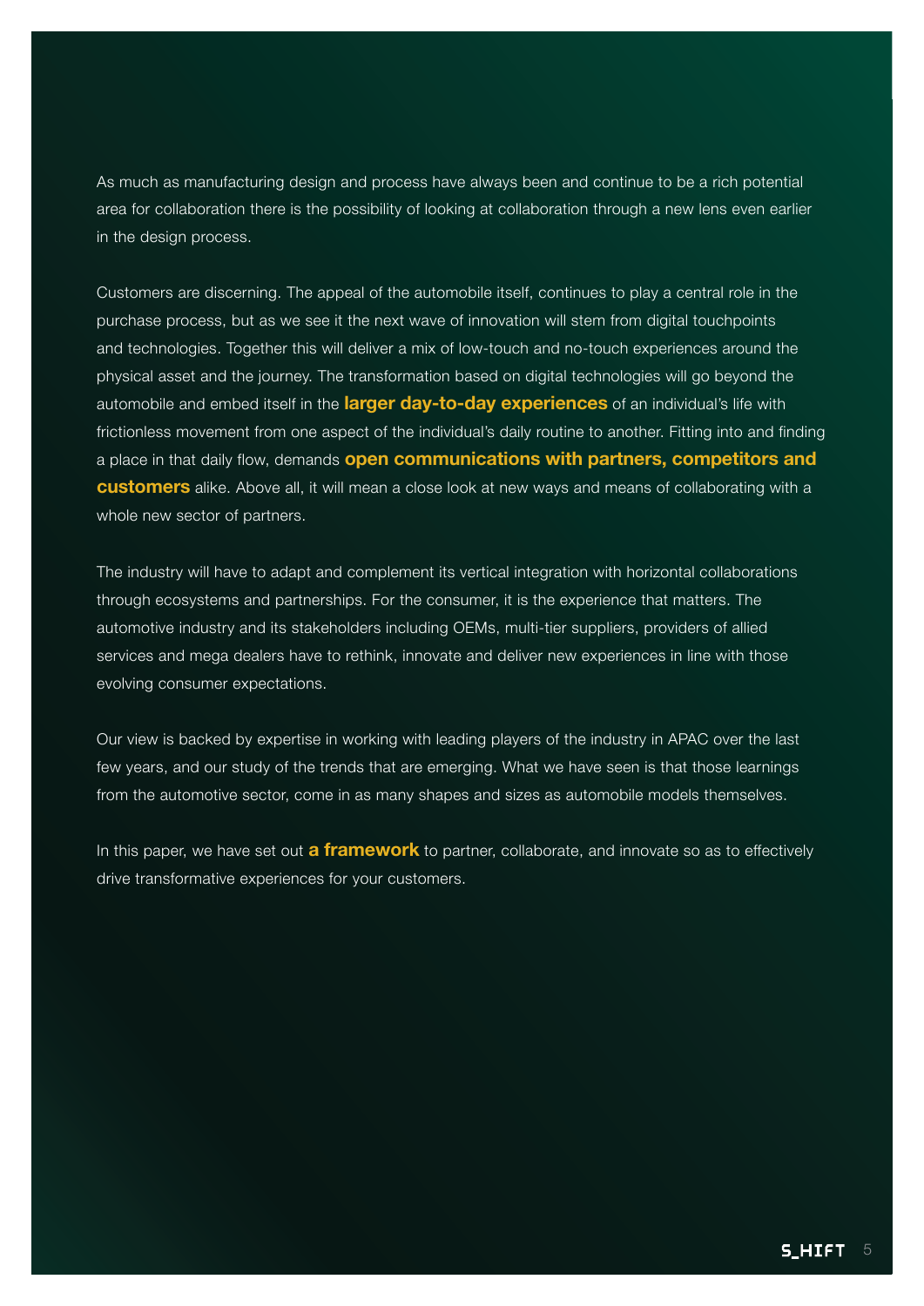As much as manufacturing design and process have always been and continue to be a rich potential area for collaboration there is the possibility of looking at collaboration through a new lens even earlier in the design process.

Customers are discerning. The appeal of the automobile itself, continues to play a central role in the purchase process, but as we see it the next wave of innovation will stem from digital touchpoints and technologies. Together this will deliver a mix of low-touch and no-touch experiences around the physical asset and the journey. The transformation based on digital technologies will go beyond the automobile and embed itself in the **larger day-to-day experiences** of an individual's life with frictionless movement from one aspect of the individual's daily routine to another. Fitting into and finding a place in that daily flow, demands **open communications with partners, competitors and customers** alike. Above all, it will mean a close look at new ways and means of collaborating with a whole new sector of partners.

The industry will have to adapt and complement its vertical integration with horizontal collaborations through ecosystems and partnerships. For the consumer, it is the experience that matters. The automotive industry and its stakeholders including OEMs, multi-tier suppliers, providers of allied services and mega dealers have to rethink, innovate and deliver new experiences in line with those evolving consumer expectations.

Our view is backed by expertise in working with leading players of the industry in APAC over the last few years, and our study of the trends that are emerging. What we have seen is that those learnings from the automotive sector, come in as many shapes and sizes as automobile models themselves.

In this paper, we have set out **a framework** to partner, collaborate, and innovate so as to effectively drive transformative experiences for your customers.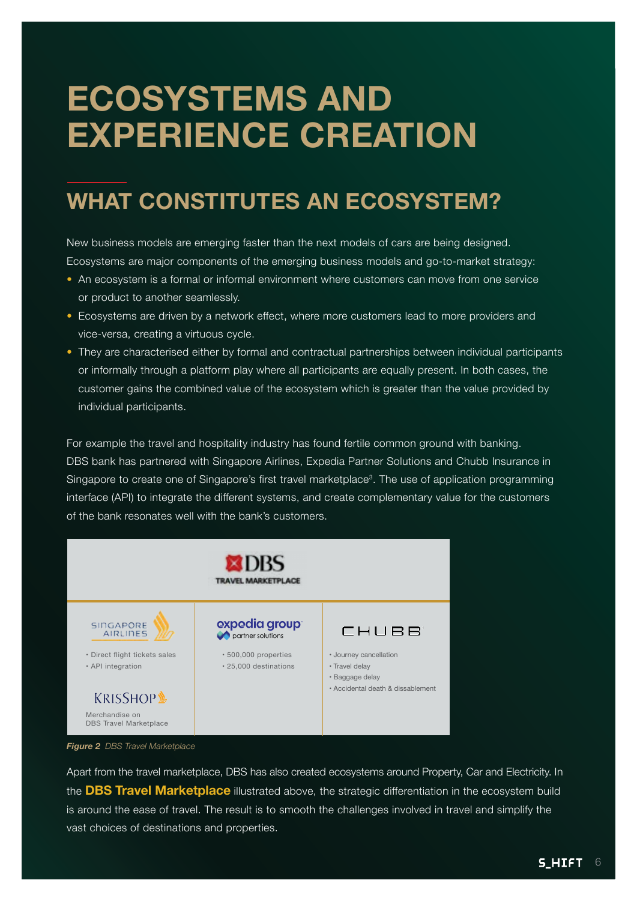# ECOSYSTEMS AND EXPERIENCE CREATION

## WHAT CONSTITUTES AN ECOSYSTEM?

New business models are emerging faster than the next models of cars are being designed. Ecosystems are major components of the emerging business models and go-to-market strategy:

- An ecosystem is a formal or informal environment where customers can move from one service or product to another seamlessly.
- Ecosystems are driven by a network effect, where more customers lead to more providers and vice-versa, creating a virtuous cycle.
- They are characterised either by formal and contractual partnerships between individual participants or informally through a platform play where all participants are equally present. In both cases, the customer gains the combined value of the ecosystem which is greater than the value provided by individual participants.

For example the travel and hospitality industry has found fertile common ground with banking. DBS bank has partnered with Singapore Airlines, Expedia Partner Solutions and Chubb Insurance in Singapore to create one of Singapore's first travel marketplace[3]. The use of application programming interface (API) to integrate the different systems, and create complementary value for the customers of the bank resonates well with the bank's customers.

**DBS TRAVEL MARKETPLACE**

| Singapore Airlines | Expedia Group partner solutions | Chubb |
|---|---|---|
| • Direct flight tickets sales<br>• API integration<br><br>KrisShop<br>Merchandise on DBS Travel Marketplace | • 500,000 properties<br>• 25,000 destinations | • Journey cancellation<br>• Travel delay<br>• Baggage delay<br>• Accidental death & dissablement |

***Figure 2*** *DBS Travel Marketplace*

Apart from the travel marketplace, DBS has also created ecosystems around Property, Car and Electricity. In the **DBS Travel Marketplace** illustrated above, the strategic differentiation in the ecosystem build is around the ease of travel. The result is to smooth the challenges involved in travel and simplify the vast choices of destinations and properties.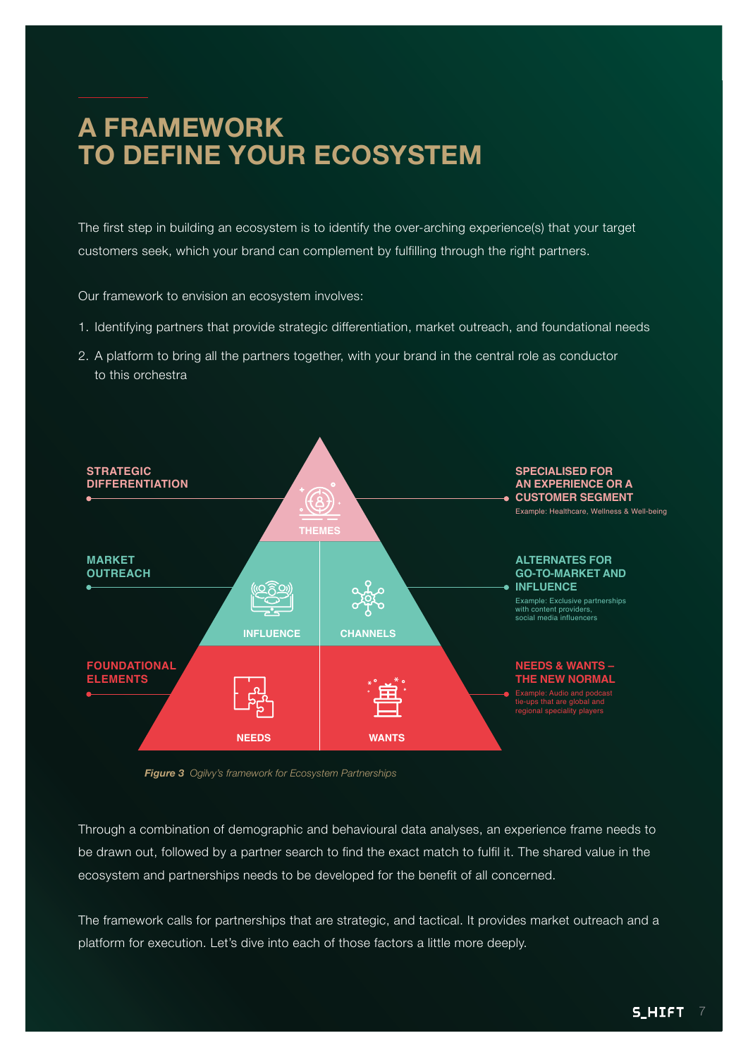# A FRAMEWORK TO DEFINE YOUR ECOSYSTEM

The first step in building an ecosystem is to identify the over-arching experience(s) that your target customers seek, which your brand can complement by fulfilling through the right partners.

Our framework to envision an ecosystem involves:

1. Identifying partners that provide strategic differentiation, market outreach, and foundational needs
2. A platform to bring all the partners together, with your brand in the central role as conductor to this orchestra

**STRATEGIC DIFFERENTIATION**

THEMES

**SPECIALISED FOR AN EXPERIENCE OR A CUSTOMER SEGMENT**
Example: Healthcare, Wellness & Well-being

**MARKET OUTREACH**

INFLUENCE | CHANNELS

**ALTERNATES FOR GO-TO-MARKET AND INFLUENCE**
Example: Exclusive partnerships with content providers, social media influencers

**FOUNDATIONAL ELEMENTS**

NEEDS | WANTS

**NEEDS & WANTS – THE NEW NORMAL**
Example: Audio and podcast tie-ups that are global and regional speciality players

***Figure 3*** *Ogilvy's framework for Ecosystem Partnerships*

Through a combination of demographic and behavioural data analyses, an experience frame needs to be drawn out, followed by a partner search to find the exact match to fulfil it. The shared value in the ecosystem and partnerships needs to be developed for the benefit of all concerned.

The framework calls for partnerships that are strategic, and tactical. It provides market outreach and a platform for execution. Let's dive into each of those factors a little more deeply.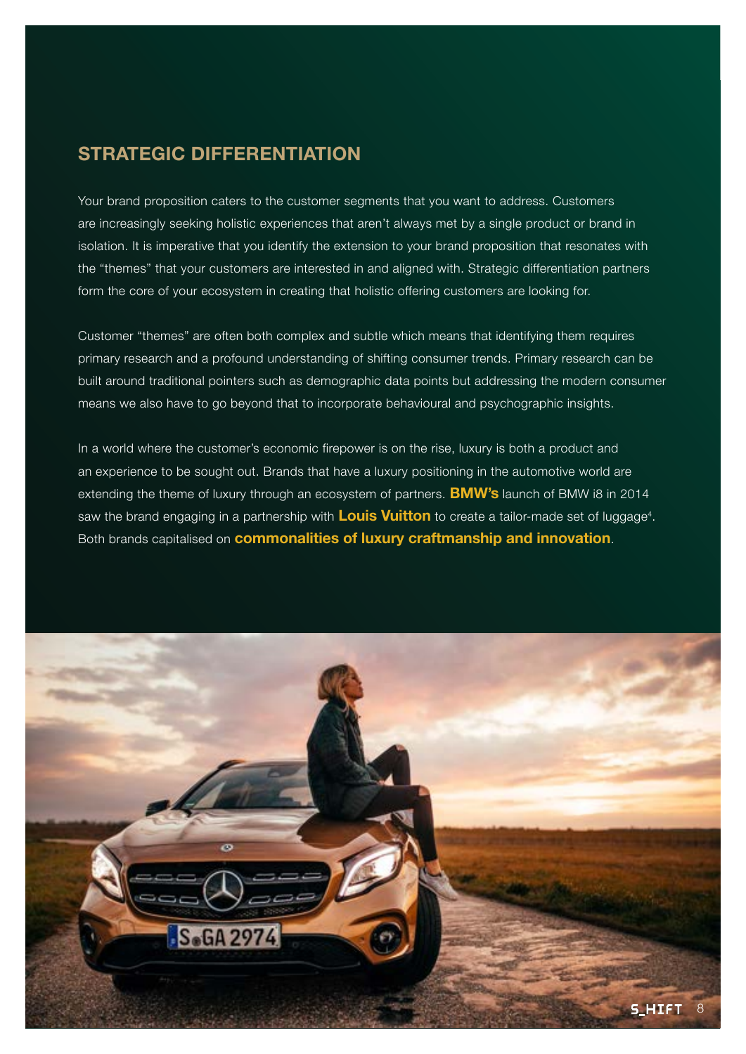## STRATEGIC DIFFERENTIATION

Your brand proposition caters to the customer segments that you want to address. Customers are increasingly seeking holistic experiences that aren't always met by a single product or brand in isolation. It is imperative that you identify the extension to your brand proposition that resonates with the "themes" that your customers are interested in and aligned with. Strategic differentiation partners form the core of your ecosystem in creating that holistic offering customers are looking for.

Customer "themes" are often both complex and subtle which means that identifying them requires primary research and a profound understanding of shifting consumer trends. Primary research can be built around traditional pointers such as demographic data points but addressing the modern consumer means we also have to go beyond that to incorporate behavioural and psychographic insights.

In a world where the customer's economic firepower is on the rise, luxury is both a product and an experience to be sought out. Brands that have a luxury positioning in the automotive world are extending the theme of luxury through an ecosystem of partners. **BMW's** launch of BMW i8 in 2014 saw the brand engaging in a partnership with **Louis Vuitton** to create a tailor-made set of luggage[4]. Both brands capitalised on **commonalities of luxury craftmanship and innovation**.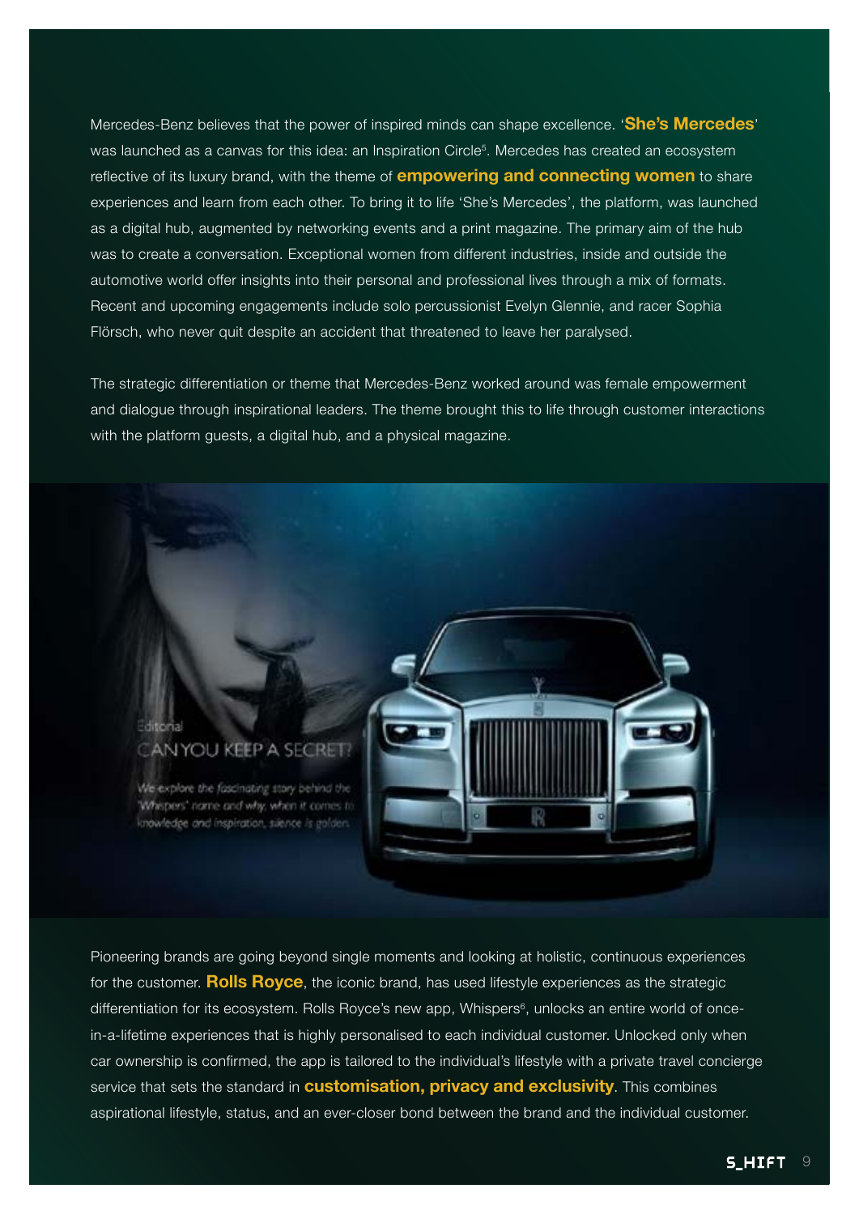Mercedes-Benz believes that the power of inspired minds can shape excellence. '**She's Mercedes**' was launched as a canvas for this idea: an Inspiration Circle[5]. Mercedes has created an ecosystem reflective of its luxury brand, with the theme of **empowering and connecting women** to share experiences and learn from each other. To bring to life 'She's Mercedes', the platform, was launched as a digital hub, augmented by networking events and a print magazine. The primary aim of the hub was to create a conversation. Exceptional women from different industries, inside and outside the automotive world offer insights into their personal and professional lives through a mix of formats. Recent and upcoming engagements include solo percussionist Evelyn Glennie, and racer Sophia Flörsch, who never quit despite an accident that threatened to leave her paralysed.

The strategic differentiation or theme that Mercedes-Benz worked around was female empowerment and dialogue through inspirational leaders. The theme brought this to life through customer interactions with the platform guests, a digital hub, and a physical magazine.

Pioneering brands are going beyond single moments and looking at holistic, continuous experiences for the customer. **Rolls Royce**, the iconic brand, has used lifestyle experiences as the strategic differentiation for its ecosystem. Rolls Royce's new app, Whispers[6], unlocks an entire world of once-in-a-lifetime experiences that is highly personalised to each individual customer. Unlocked only when car ownership is confirmed, the app is tailored to the individual's lifestyle with a private travel concierge service that sets the standard in **customisation, privacy and exclusivity**. This combines aspirational lifestyle, status, and an ever-closer bond between the brand and the individual customer.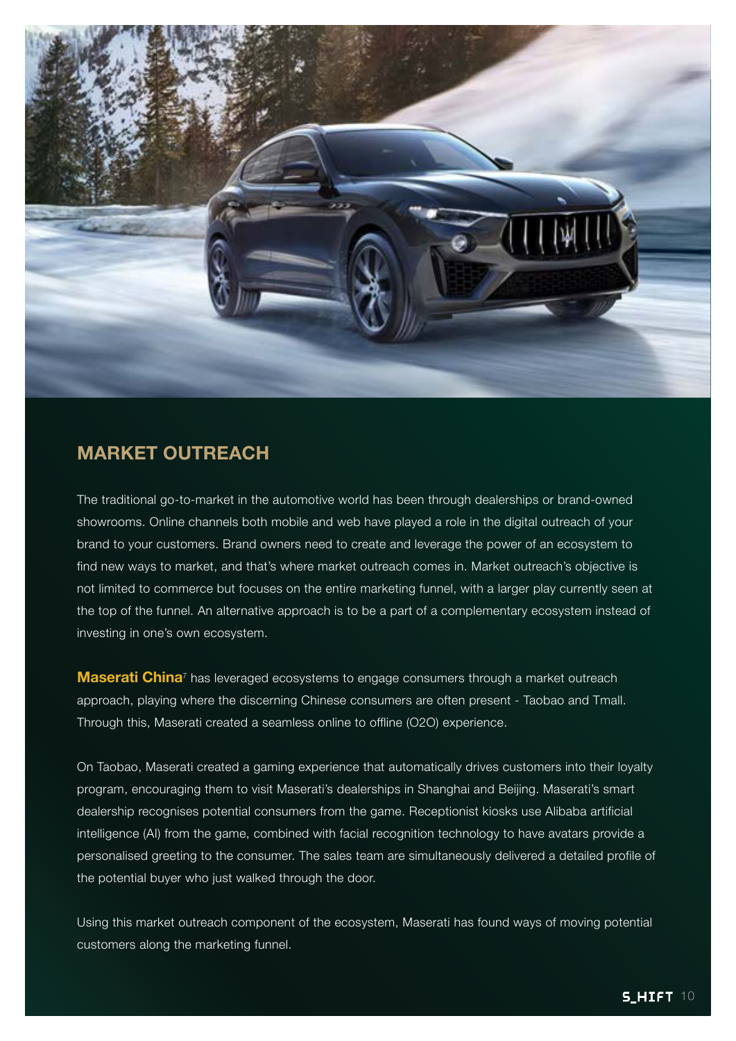## MARKET OUTREACH

The traditional go-to-market in the automotive world has been through dealerships or brand-owned showrooms. Online channels both mobile and web have played a role in the digital outreach of your brand to your customers. Brand owners need to create and leverage the power of an ecosystem to find new ways to market, and that's where market outreach comes in. Market outreach's objective is not limited to commerce but focuses on the entire marketing funnel, with a larger play currently seen at the top of the funnel. An alternative approach is to be a part of a complementary ecosystem instead of investing in one's own ecosystem.

**Maserati China**[7] has leveraged ecosystems to engage consumers through a market outreach approach, playing where the discerning Chinese consumers are often present - Taobao and Tmall. Through this, Maserati created a seamless online to offline (O2O) experience.

On Taobao, Maserati created a gaming experience that automatically drives customers into their loyalty program, encouraging them to visit Maserati's dealerships in Shanghai and Beijing. Maserati's smart dealership recognises potential consumers from the game. Receptionist kiosks use Alibaba artificial intelligence (AI) from the game, combined with facial recognition technology to have avatars provide a personalised greeting to the consumer. The sales team are simultaneously delivered a detailed profile of the potential buyer who just walked through the door.

Using this market outreach component of the ecosystem, Maserati has found ways of moving potential customers along the marketing funnel.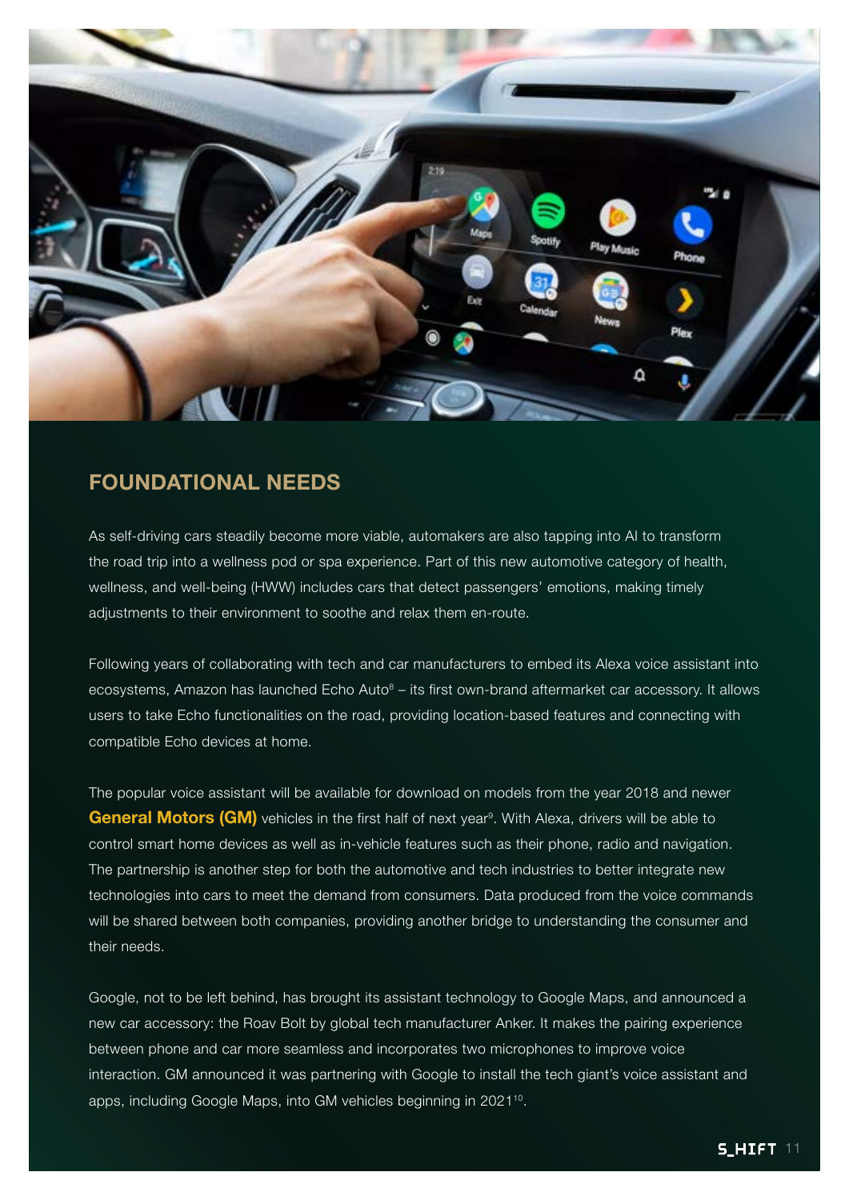## FOUNDATIONAL NEEDS

As self-driving cars steadily become more viable, automakers are also tapping into AI to transform the road trip into a wellness pod or spa experience. Part of this new automotive category of health, wellness, and well-being (HWW) includes cars that detect passengers' emotions, making timely adjustments to their environment to soothe and relax them en-route.

Following years of collaborating with tech and car manufacturers to embed its Alexa voice assistant into ecosystems, Amazon has launched Echo Auto[8] – its first own-brand aftermarket car accessory. It allows users to take Echo functionalities on the road, providing location-based features and connecting with compatible Echo devices at home.

The popular voice assistant will be available for download on models from the year 2018 and newer **General Motors (GM)** vehicles in the first half of next year[9]. With Alexa, drivers will be able to control smart home devices as well as in-vehicle features such as their phone, radio and navigation. The partnership is another step for both the automotive and tech industries to better integrate new technologies into cars to meet the demand from consumers. Data produced from the voice commands will be shared between both companies, providing another bridge to understanding the consumer and their needs.

Google, not to be left behind, has brought its assistant technology to Google Maps, and announced a new car accessory: the Roav Bolt by global tech manufacturer Anker. It makes the pairing experience between phone and car more seamless and incorporates two microphones to improve voice interaction. GM announced it was partnering with Google to install the tech giant's voice assistant and apps, including Google Maps, into GM vehicles beginning in 2021[10].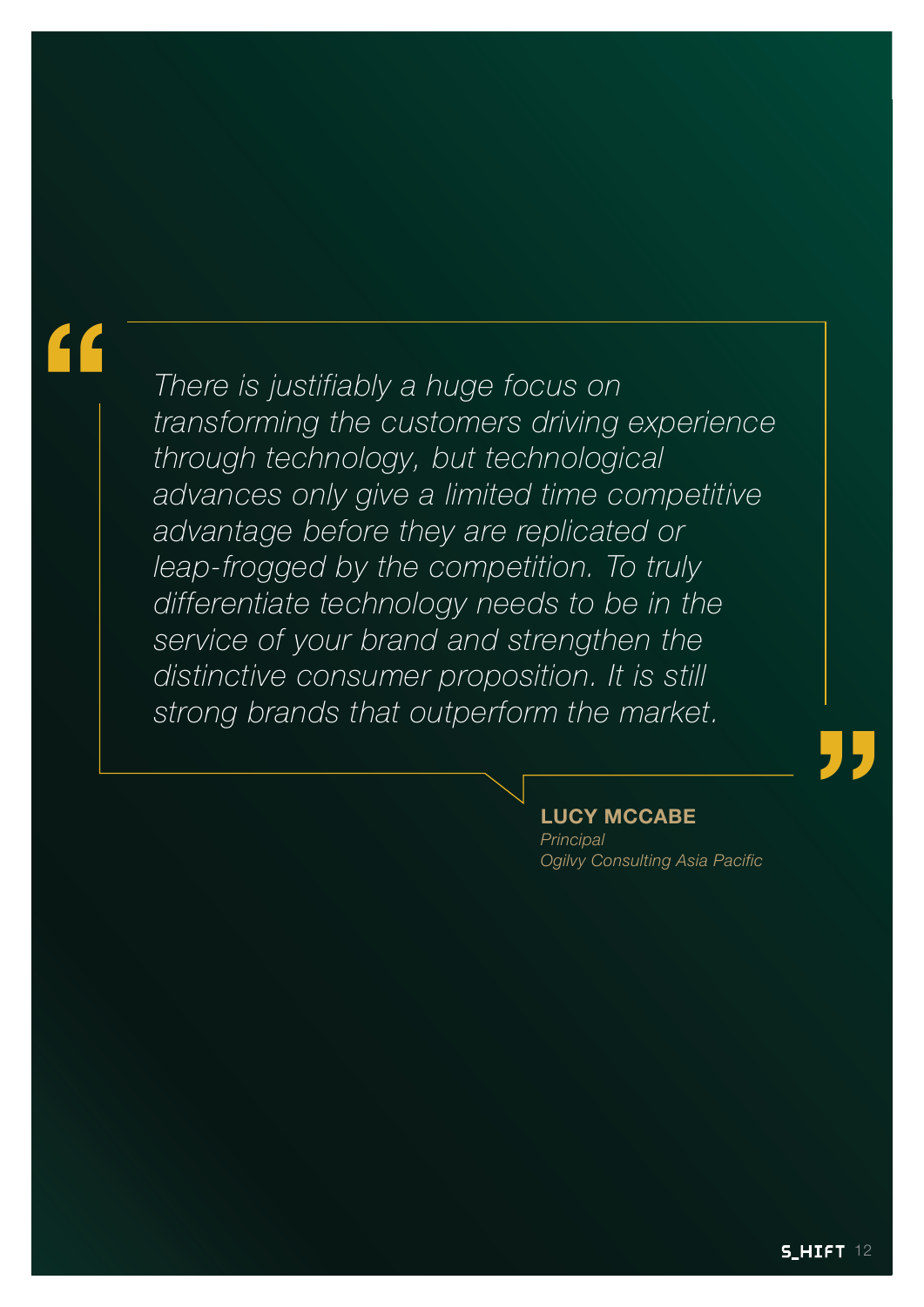> *There is justifiably a huge focus on transforming the customers driving experience through technology, but technological advances only give a limited time competitive advantage before they are replicated or leap-frogged by the competition. To truly differentiate technology needs to be in the service of your brand and strengthen the distinctive consumer proposition. It is still strong brands that outperform the market.*

**LUCY MCCABE**
*Principal*
*Ogilvy Consulting Asia Pacific*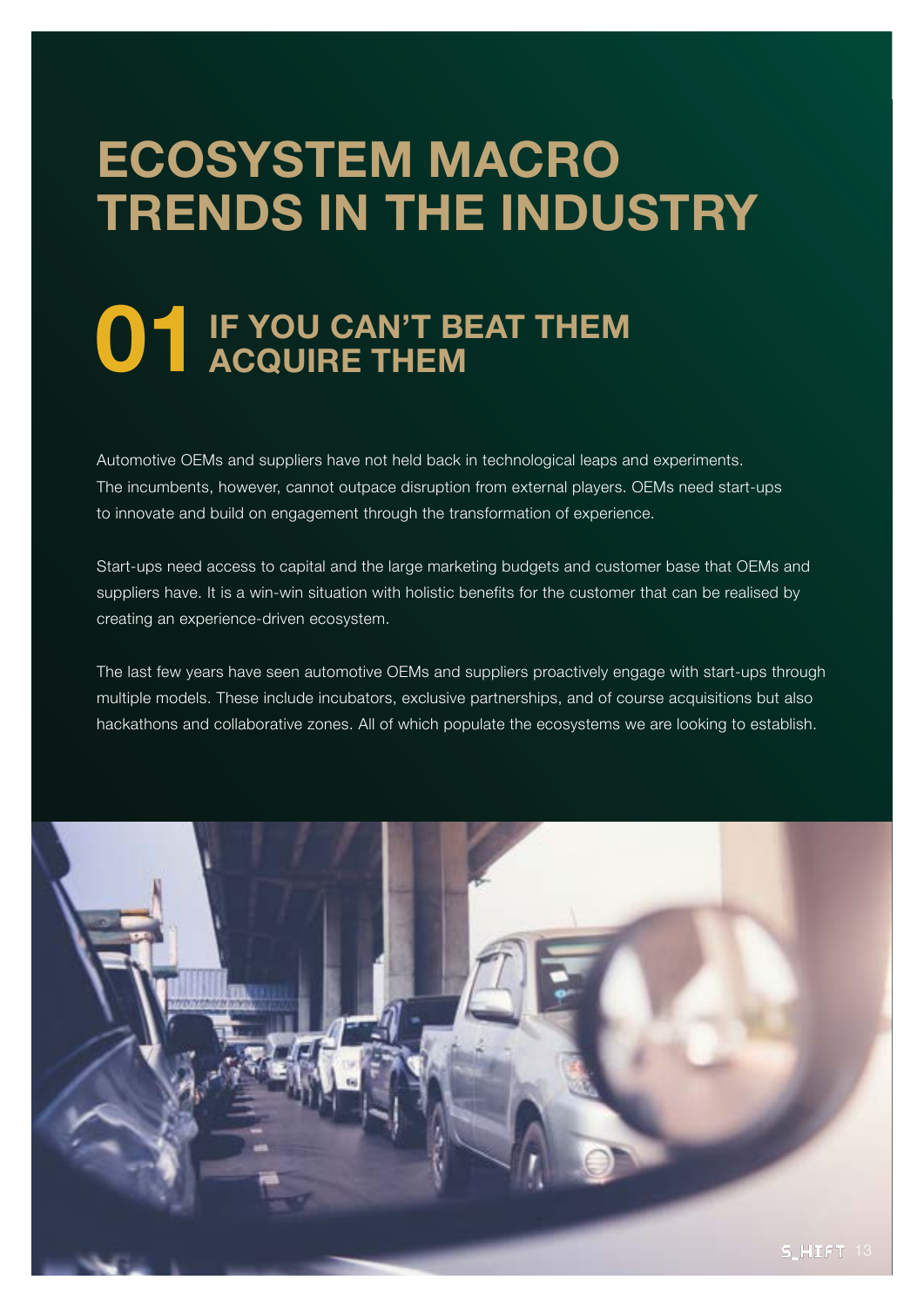# ECOSYSTEM MACRO TRENDS IN THE INDUSTRY

## 01 IF YOU CAN'T BEAT THEM ACQUIRE THEM

Automotive OEMs and suppliers have not held back in technological leaps and experiments. The incumbents, however, cannot outpace disruption from external players. OEMs need start-ups to innovate and build on engagement through the transformation of experience.

Start-ups need access to capital and the large marketing budgets and customer base that OEMs and suppliers have. It is a win-win situation with holistic benefits for the customer that can be realised by creating an experience-driven ecosystem.

The last few years have seen automotive OEMs and suppliers proactively engage with start-ups through multiple models. These include incubators, exclusive partnerships, and of course acquisitions but also hackathons and collaborative zones. All of which populate the ecosystems we are looking to establish.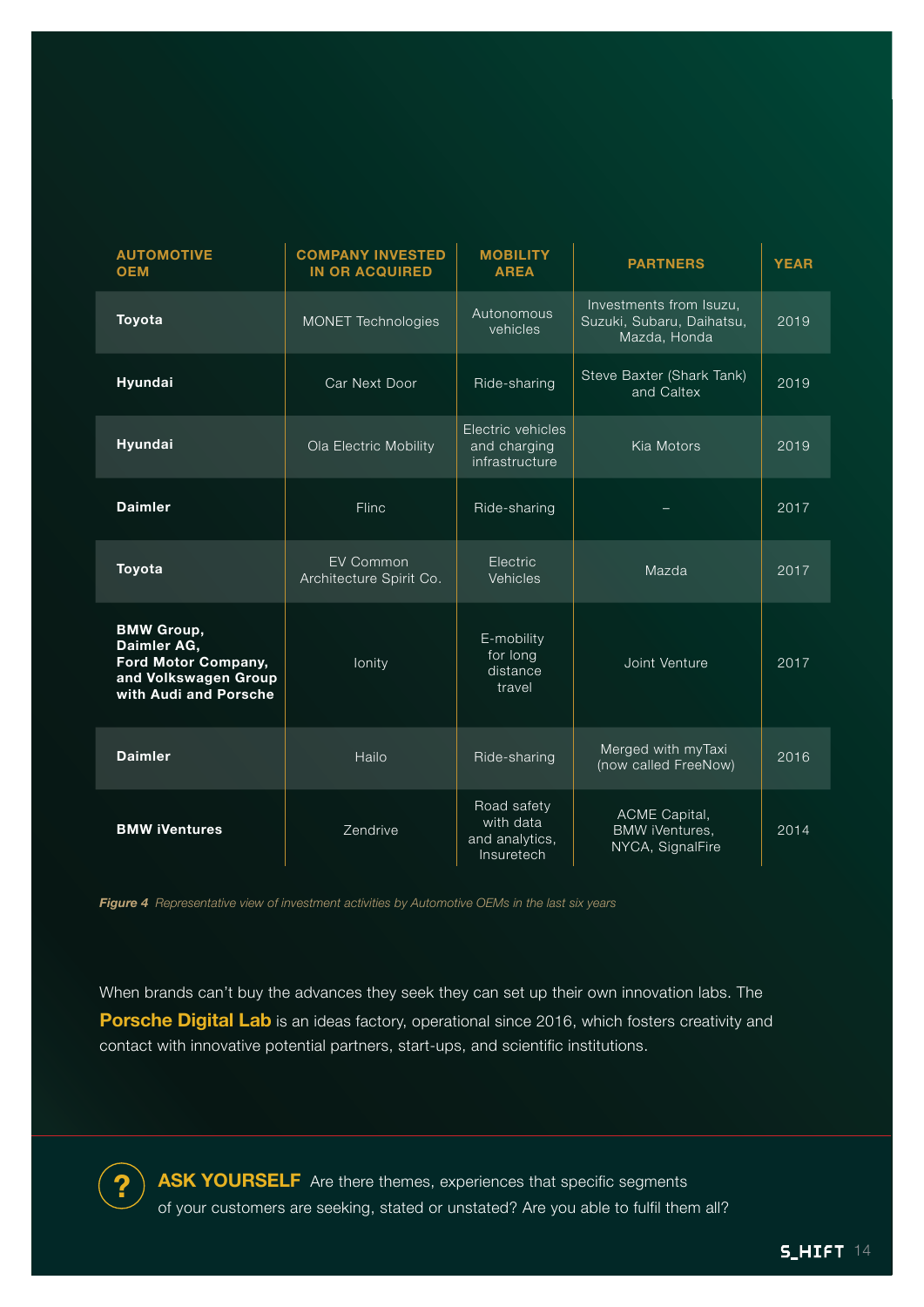| AUTOMOTIVE OEM | COMPANY INVESTED IN OR ACQUIRED | MOBILITY AREA | PARTNERS | YEAR |
|---|---|---|---|---|
| **Toyota** | MONET Technologies | Autonomous vehicles | Investments from Isuzu, Suzuki, Subaru, Daihatsu, Mazda, Honda | 2019 |
| **Hyundai** | Car Next Door | Ride-sharing | Steve Baxter (Shark Tank) and Caltex | 2019 |
| **Hyundai** | Ola Electric Mobility | Electric vehicles and charging infrastructure | Kia Motors | 2019 |
| **Daimler** | Flinc | Ride-sharing | – | 2017 |
| **Toyota** | EV Common Architecture Spirit Co. | Electric Vehicles | Mazda | 2017 |
| **BMW Group, Daimler AG, Ford Motor Company, and Volkswagen Group with Audi and Porsche** | Ionity | E-mobility for long distance travel | Joint Venture | 2017 |
| **Daimler** | Hailo | Ride-sharing | Merged with myTaxi (now called FreeNow) | 2016 |
| **BMW iVentures** | Zendrive | Road safety with data and analytics, Insuretech | ACME Capital, BMW iVentures, NYCA, SignalFire | 2014 |

***Figure 4*** *Representative view of investment activities by Automotive OEMs in the last six years*

When brands can't buy the advances they seek they can set up their own innovation labs. The **Porsche Digital Lab** is an ideas factory, operational since 2016, which fosters creativity and contact with innovative potential partners, start-ups, and scientific institutions.

**ASK YOURSELF** Are there themes, experiences that specific segments of your customers are seeking, stated or unstated? Are you able to fulfil them all?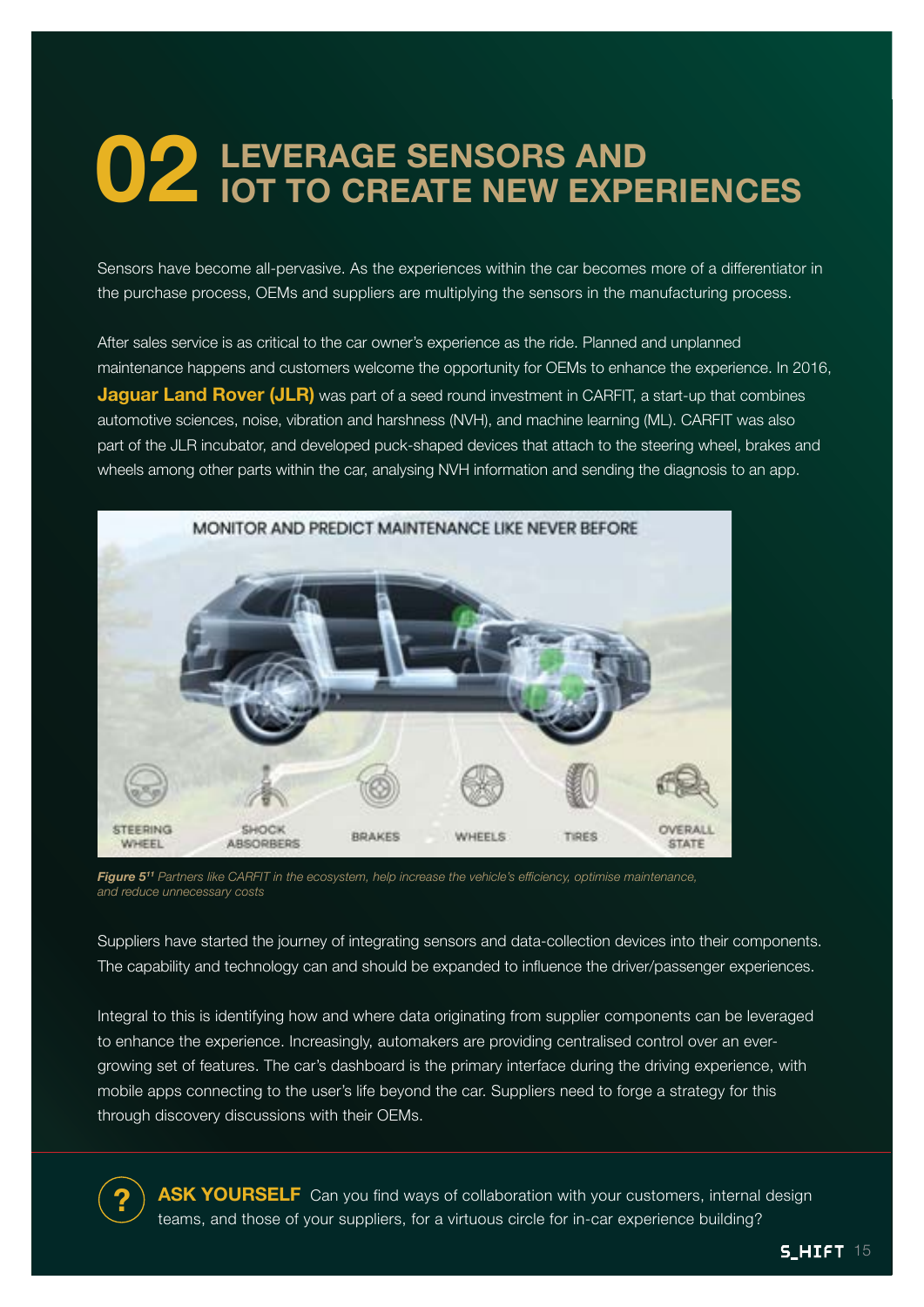# 02 LEVERAGE SENSORS AND IOT TO CREATE NEW EXPERIENCES

Sensors have become all-pervasive. As the experiences within the car becomes more of a differentiator in the purchase process, OEMs and suppliers are multiplying the sensors in the manufacturing process.

After sales service is as critical to the car owner's experience as the ride. Planned and unplanned maintenance happens and customers welcome the opportunity for OEMs to enhance the experience. In 2016, **Jaguar Land Rover (JLR)** was part of a seed round investment in CARFIT, a start-up that combines automotive sciences, noise, vibration and harshness (NVH), and machine learning (ML). CARFIT was also part of the JLR incubator, and developed puck-shaped devices that attach to the steering wheel, brakes and wheels among other parts within the car, analysing NVH information and sending the diagnosis to an app.

MONITOR AND PREDICT MAINTENANCE LIKE NEVER BEFORE

STEERING WHEEL | SHOCK ABSORBERS | BRAKES | WHEELS | TIRES | OVERALL STATE

***Figure 5***[11] *Partners like CARFIT in the ecosystem, help increase the vehicle's efficiency, optimise maintenance, and reduce unnecessary costs*

Suppliers have started the journey of integrating sensors and data-collection devices into their components. The capability and technology can and should be expanded to influence the driver/passenger experiences.

Integral to this is identifying how and where data originating from supplier components can be leveraged to enhance the experience. Increasingly, automakers are providing centralised control over an ever-growing set of features. The car's dashboard is the primary interface during the driving experience, with mobile apps connecting to the user's life beyond the car. Suppliers need to forge a strategy for this through discovery discussions with their OEMs.

**ASK YOURSELF** Can you find ways of collaboration with your customers, internal design teams, and those of your suppliers, for a virtuous circle for in-car experience building?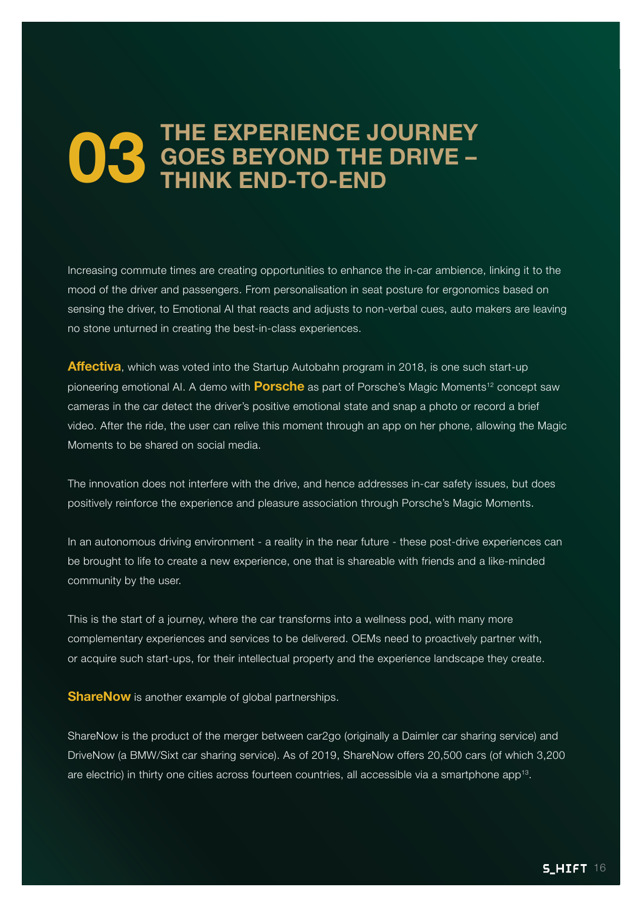# 03 THE EXPERIENCE JOURNEY GOES BEYOND THE DRIVE – THINK END-TO-END

Increasing commute times are creating opportunities to enhance the in-car ambience, linking it to the mood of the driver and passengers. From personalisation in seat posture for ergonomics based on sensing the driver, to Emotional AI that reacts and adjusts to non-verbal cues, auto makers are leaving no stone unturned in creating the best-in-class experiences.

**Affectiva**, which was voted into the Startup Autobahn program in 2018, is one such start-up pioneering emotional AI. A demo with **Porsche** as part of Porsche's Magic Moments[12] concept saw cameras in the car detect the driver's positive emotional state and snap a photo or record a brief video. After the ride, the user can relive this moment through an app on her phone, allowing the Magic Moments to be shared on social media.

The innovation does not interfere with the drive, and hence addresses in-car safety issues, but does positively reinforce the experience and pleasure association through Porsche's Magic Moments.

In an autonomous driving environment - a reality in the near future - these post-drive experiences can be brought to life to create a new experience, one that is shareable with friends and a like-minded community by the user.

This is the start of a journey, where the car transforms into a wellness pod, with many more complementary experiences and services to be delivered. OEMs need to proactively partner with, or acquire such start-ups, for their intellectual property and the experience landscape they create.

**ShareNow** is another example of global partnerships.

ShareNow is the product of the merger between car2go (originally a Daimler car sharing service) and DriveNow (a BMW/Sixt car sharing service). As of 2019, ShareNow offers 20,500 cars (of which 3,200 are electric) in thirty one cities across fourteen countries, all accessible via a smartphone app[13].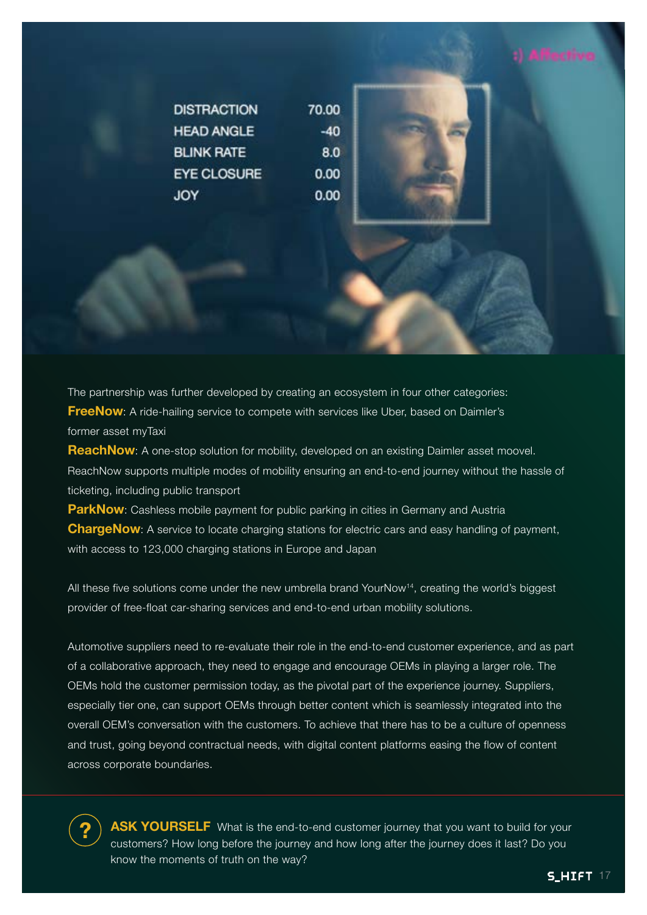The partnership was further developed by creating an ecosystem in four other categories:

**FreeNow**: A ride-hailing service to compete with services like Uber, based on Daimler's former asset myTaxi

**ReachNow**: A one-stop solution for mobility, developed on an existing Daimler asset moovel. ReachNow supports multiple modes of mobility ensuring an end-to-end journey without the hassle of ticketing, including public transport

**ParkNow**: Cashless mobile payment for public parking in cities in Germany and Austria

**ChargeNow**: A service to locate charging stations for electric cars and easy handling of payment, with access to 123,000 charging stations in Europe and Japan

All these five solutions come under the new umbrella brand YourNow[14], creating the world's biggest provider of free-float car-sharing services and end-to-end urban mobility solutions.

Automotive suppliers need to re-evaluate their role in the end-to-end customer experience, and as part of a collaborative approach, they need to engage and encourage OEMs in playing a larger role. The OEMs hold the customer permission today, as the pivotal part of the experience journey. Suppliers, especially tier one, can support OEMs through better content which is seamlessly integrated into the overall OEM's conversation with the customers. To achieve that there has to be a culture of openness and trust, going beyond contractual needs, with digital content platforms easing the flow of content across corporate boundaries.

**ASK YOURSELF** What is the end-to-end customer journey that you want to build for your customers? How long before the journey and how long after the journey does it last? Do you know the moments of truth on the way?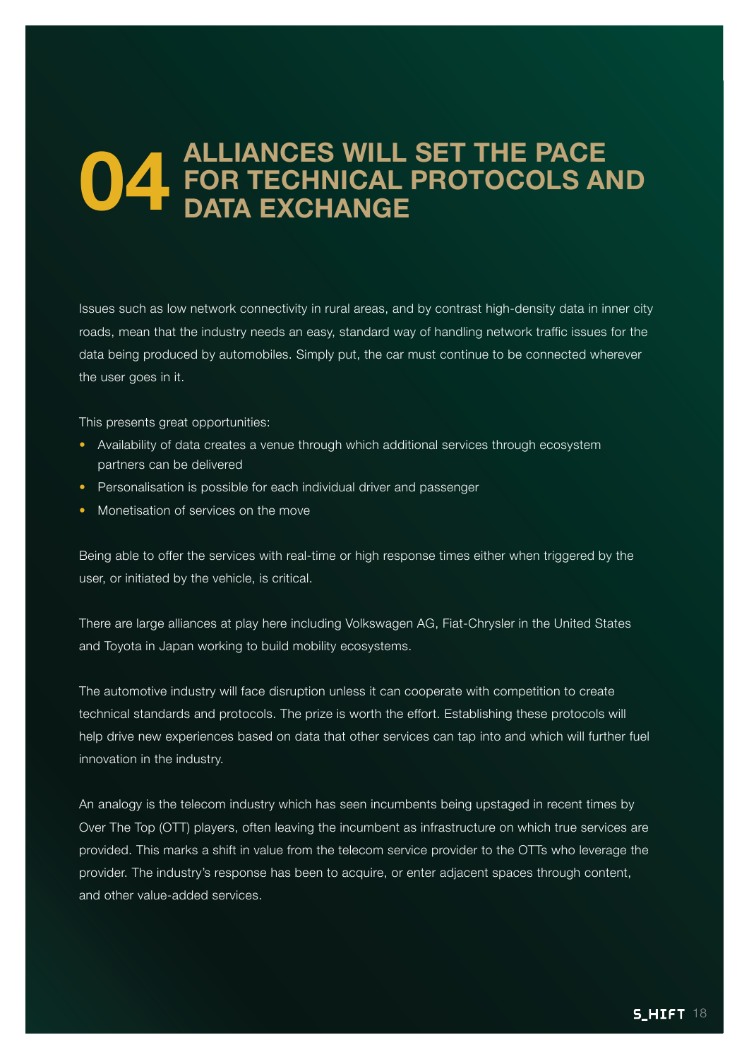# 04 ALLIANCES WILL SET THE PACE FOR TECHNICAL PROTOCOLS AND DATA EXCHANGE

Issues such as low network connectivity in rural areas, and by contrast high-density data in inner city roads, mean that the industry needs an easy, standard way of handling network traffic issues for the data being produced by automobiles. Simply put, the car must continue to be connected wherever the user goes in it.

This presents great opportunities:

- Availability of data creates a venue through which additional services through ecosystem partners can be delivered
- Personalisation is possible for each individual driver and passenger
- Monetisation of services on the move

Being able to offer the services with real-time or high response times either when triggered by the user, or initiated by the vehicle, is critical.

There are large alliances at play here including Volkswagen AG, Fiat-Chrysler in the United States and Toyota in Japan working to build mobility ecosystems.

The automotive industry will face disruption unless it can cooperate with competition to create technical standards and protocols. The prize is worth the effort. Establishing these protocols will help drive new experiences based on data that other services can tap into and which will further fuel innovation in the industry.

An analogy is the telecom industry which has seen incumbents being upstaged in recent times by Over The Top (OTT) players, often leaving the incumbent as infrastructure on which true services are provided. This marks a shift in value from the telecom service provider to the OTTs who leverage the provider. The industry's response has been to acquire, or enter adjacent spaces through content, and other value-added services.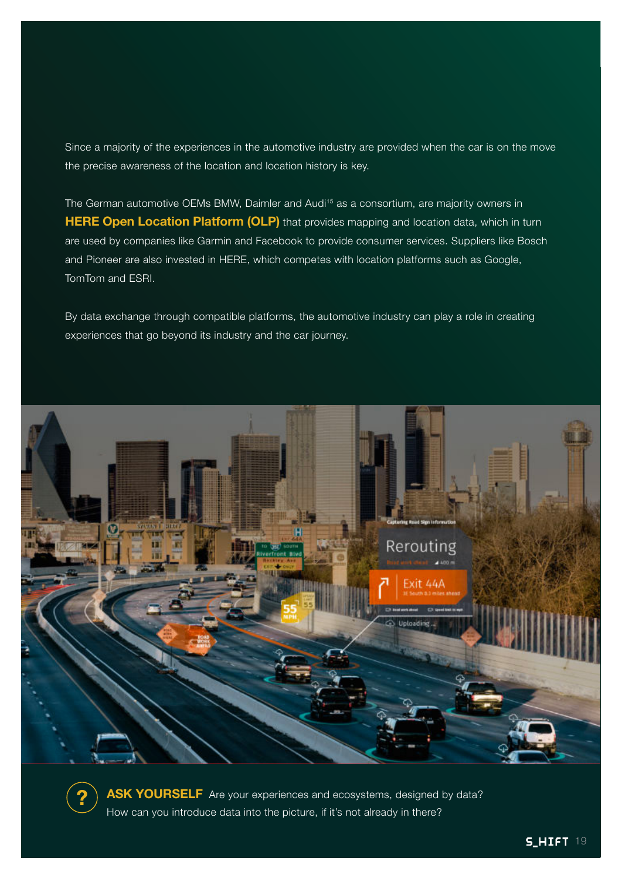Since a majority of the experiences in the automotive industry are provided when the car is on the move the precise awareness of the location and location history is key.

The German automotive OEMs BMW, Daimler and Audi[15] as a consortium, are majority owners in **HERE Open Location Platform (OLP)** that provides mapping and location data, which in turn are used by companies like Garmin and Facebook to provide consumer services. Suppliers like Bosch and Pioneer are also invested in HERE, which competes with location platforms such as Google, TomTom and ESRI.

By data exchange through compatible platforms, the automotive industry can play a role in creating experiences that go beyond its industry and the car journey.

**ASK YOURSELF** Are your experiences and ecosystems, designed by data? How can you introduce data into the picture, if it's not already in there?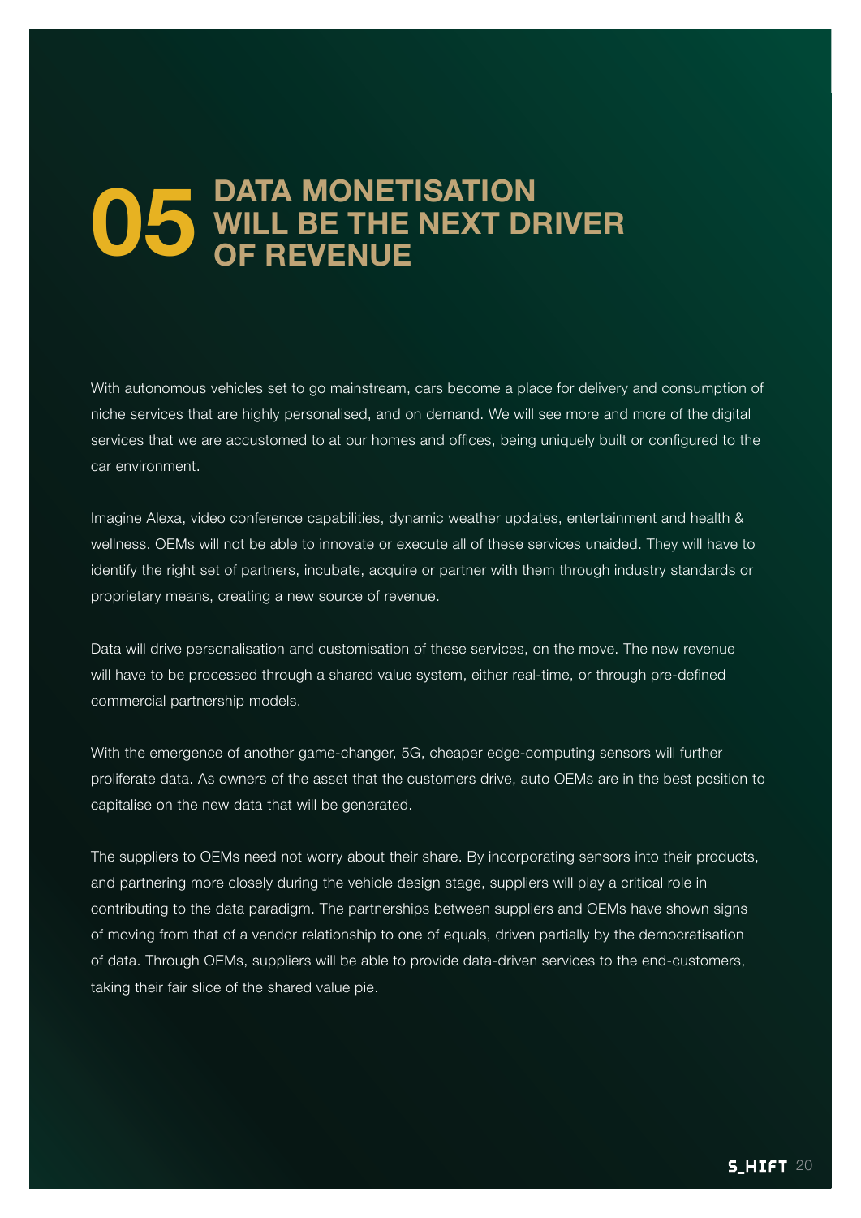# 05 DATA MONETISATION WILL BE THE NEXT DRIVER OF REVENUE

With autonomous vehicles set to go mainstream, cars become a place for delivery and consumption of niche services that are highly personalised, and on demand. We will see more and more of the digital services that we are accustomed to at our homes and offices, being uniquely built or configured to the car environment.

Imagine Alexa, video conference capabilities, dynamic weather updates, entertainment and health & wellness. OEMs will not be able to innovate or execute all of these services unaided. They will have to identify the right set of partners, incubate, acquire or partner with them through industry standards or proprietary means, creating a new source of revenue.

Data will drive personalisation and customisation of these services, on the move. The new revenue will have to be processed through a shared value system, either real-time, or through pre-defined commercial partnership models.

With the emergence of another game-changer, 5G, cheaper edge-computing sensors will further proliferate data. As owners of the asset that the customers drive, auto OEMs are in the best position to capitalise on the new data that will be generated.

The suppliers to OEMs need not worry about their share. By incorporating sensors into their products, and partnering more closely during the vehicle design stage, suppliers will play a critical role in contributing to the data paradigm. The partnerships between suppliers and OEMs have shown signs of moving from that of a vendor relationship to one of equals, driven partially by the democratisation of data. Through OEMs, suppliers will be able to provide data-driven services to the end-customers, taking their fair slice of the shared value pie.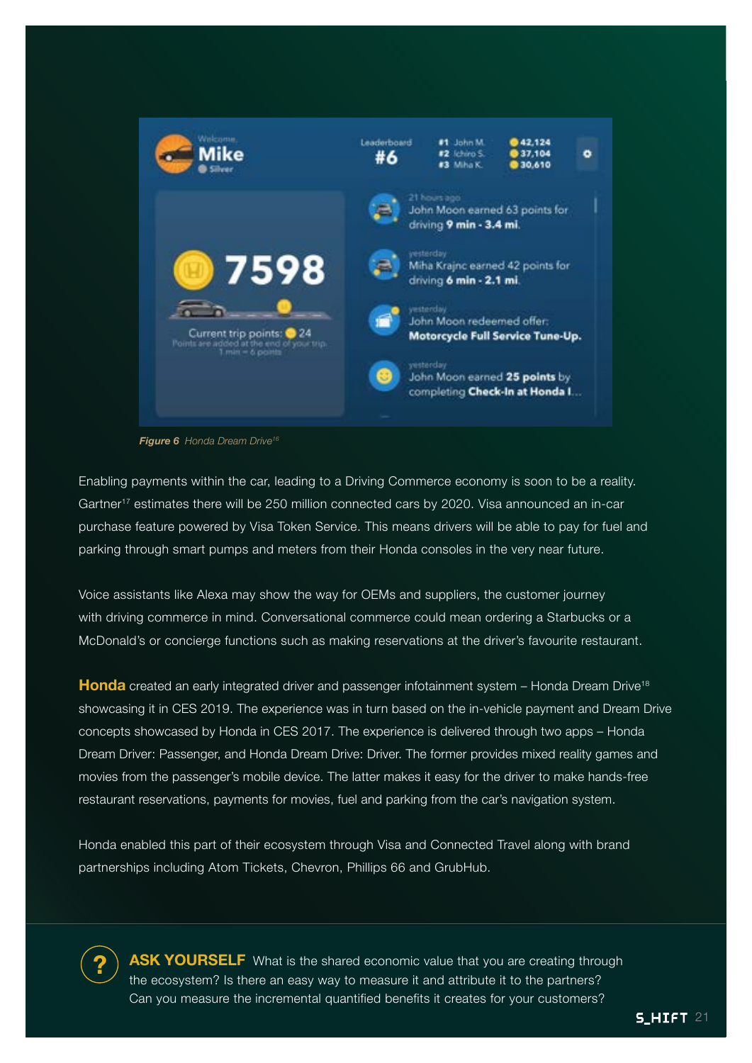*Figure 6* *Honda Dream Drive*[16]

Enabling payments within the car, leading to a Driving Commerce economy is soon to be a reality. Gartner[17] estimates there will be 250 million connected cars by 2020. Visa announced an in-car purchase feature powered by Visa Token Service. This means drivers will be able to pay for fuel and parking through smart pumps and meters from their Honda consoles in the very near future.

Voice assistants like Alexa may show the way for OEMs and suppliers, the customer journey with driving commerce in mind. Conversational commerce could mean ordering a Starbucks or a McDonald's or concierge functions such as making reservations at the driver's favourite restaurant.

**Honda** created an early integrated driver and passenger infotainment system – Honda Dream Drive[18] showcasing it in CES 2019. The experience was in turn based on the in-vehicle payment and Dream Drive concepts showcased by Honda in CES 2017. The experience is delivered through two apps – Honda Dream Driver: Passenger, and Honda Dream Drive: Driver. The former provides mixed reality games and movies from the passenger's mobile device. The latter makes it easy for the driver to make hands-free restaurant reservations, payments for movies, fuel and parking from the car's navigation system.

Honda enabled this part of their ecosystem through Visa and Connected Travel along with brand partnerships including Atom Tickets, Chevron, Phillips 66 and GrubHub.

**ASK YOURSELF** What is the shared economic value that you are creating through the ecosystem? Is there an easy way to measure it and attribute it to the partners? Can you measure the incremental quantified benefits it creates for your customers?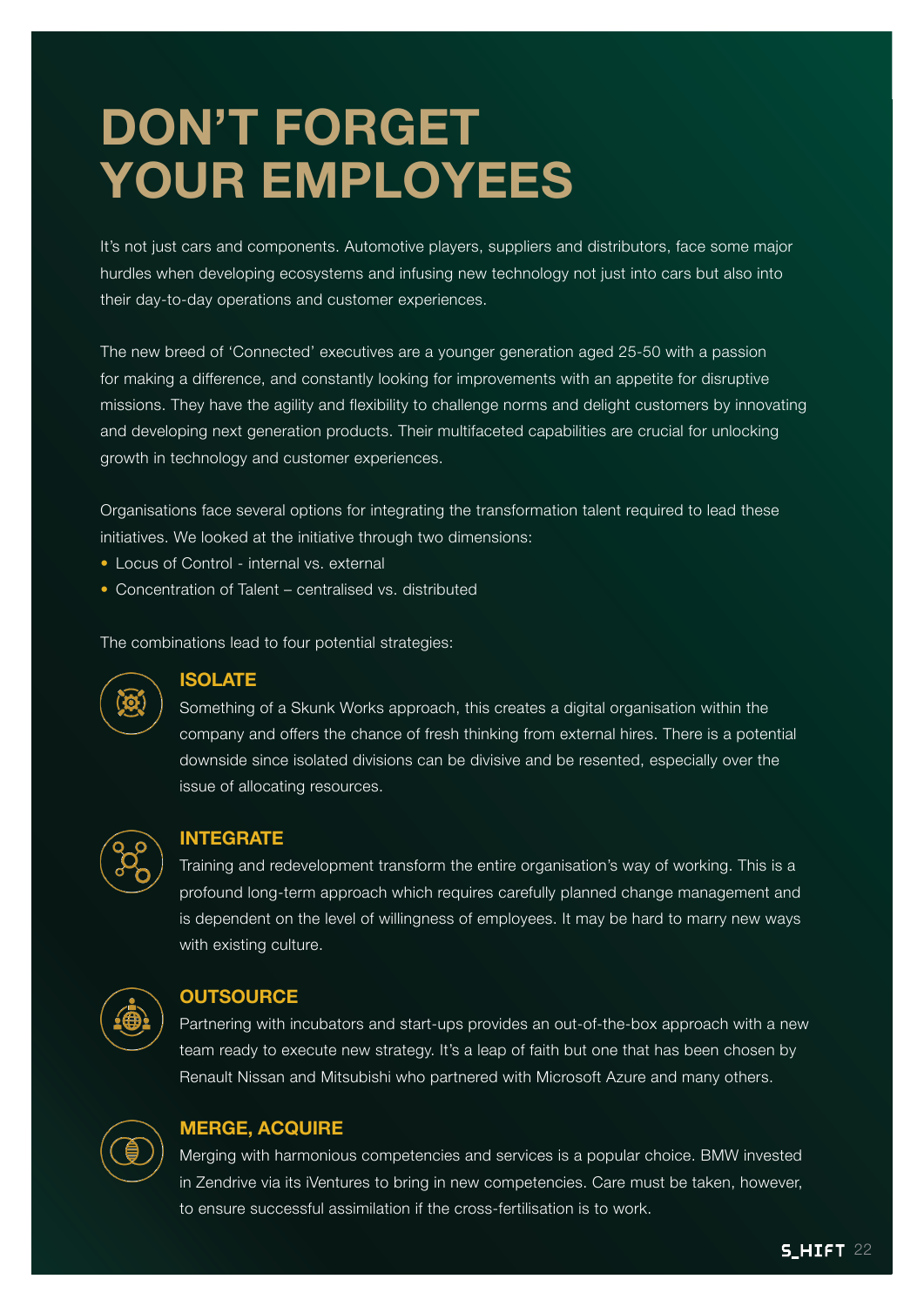# DON'T FORGET YOUR EMPLOYEES

It's not just cars and components. Automotive players, suppliers and distributors, face some major hurdles when developing ecosystems and infusing new technology not just into cars but also into their day-to-day operations and customer experiences.

The new breed of 'Connected' executives are a younger generation aged 25-50 with a passion for making a difference, and constantly looking for improvements with an appetite for disruptive missions. They have the agility and flexibility to challenge norms and delight customers by innovating and developing next generation products. Their multifaceted capabilities are crucial for unlocking growth in technology and customer experiences.

Organisations face several options for integrating the transformation talent required to lead these initiatives. We looked at the initiative through two dimensions:

- Locus of Control - internal vs. external
- Concentration of Talent – centralised vs. distributed

The combinations lead to four potential strategies:

### ISOLATE

Something of a Skunk Works approach, this creates a digital organisation within the company and offers the chance of fresh thinking from external hires. There is a potential downside since isolated divisions can be divisive and be resented, especially over the issue of allocating resources.

### INTEGRATE

Training and redevelopment transform the entire organisation's way of working. This is a profound long-term approach which requires carefully planned change management and is dependent on the level of willingness of employees. It may be hard to marry new ways with existing culture.

### OUTSOURCE

Partnering with incubators and start-ups provides an out-of-the-box approach with a new team ready to execute new strategy. It's a leap of faith but one that has been chosen by Renault Nissan and Mitsubishi who partnered with Microsoft Azure and many others.

### MERGE, ACQUIRE

Merging with harmonious competencies and services is a popular choice. BMW invested in Zendrive via its iVentures to bring in new competencies. Care must be taken, however, to ensure successful assimilation if the cross-fertilisation is to work.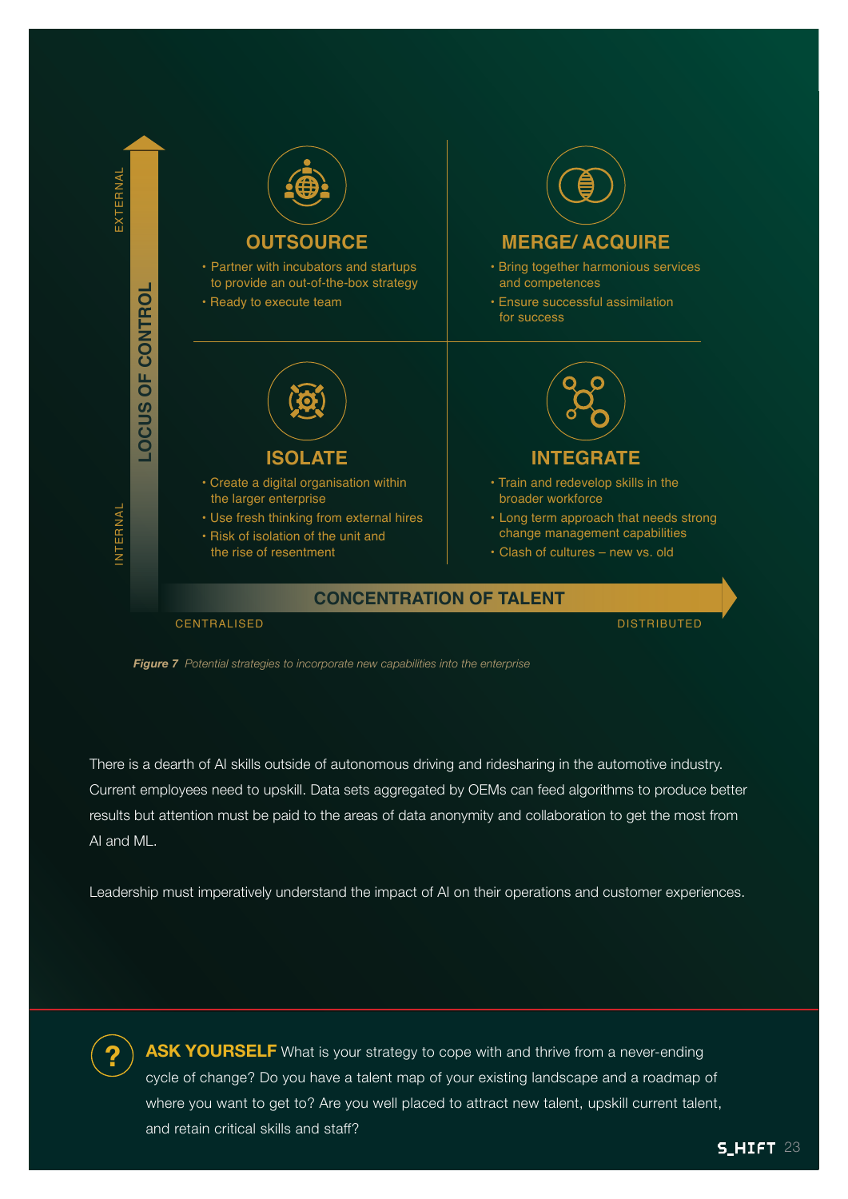LOCUS OF CONTROL (INTERNAL → EXTERNAL)

### OUTSOURCE

- Partner with incubators and startups to provide an out-of-the-box strategy
- Ready to execute team

### MERGE/ ACQUIRE

- Bring together harmonious services and competences
- Ensure successful assimilation for success

### ISOLATE

- Create a digital organisation within the larger enterprise
- Use fresh thinking from external hires
- Risk of isolation of the unit and the rise of resentment

### INTEGRATE

- Train and redevelop skills in the broader workforce
- Long term approach that needs strong change management capabilities
- Clash of cultures – new vs. old

CONCENTRATION OF TALENT (CENTRALISED → DISTRIBUTED)

***Figure 7*** *Potential strategies to incorporate new capabilities into the enterprise*

There is a dearth of AI skills outside of autonomous driving and ridesharing in the automotive industry. Current employees need to upskill. Data sets aggregated by OEMs can feed algorithms to produce better results but attention must be paid to the areas of data anonymity and collaboration to get the most from AI and ML.

Leadership must imperatively understand the impact of AI on their operations and customer experiences.

**ASK YOURSELF** What is your strategy to cope with and thrive from a never-ending cycle of change? Do you have a talent map of your existing landscape and a roadmap of where you want to get to? Are you well placed to attract new talent, upskill current talent, and retain critical skills and staff?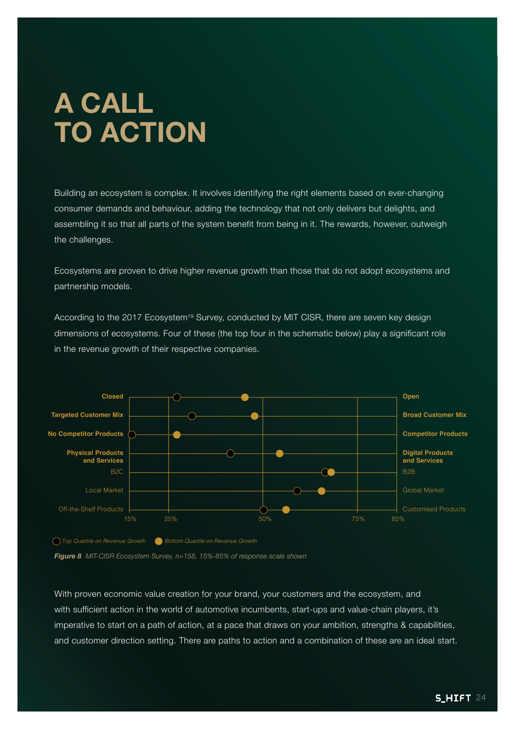# A CALL TO ACTION

Building an ecosystem is complex. It involves identifying the right elements based on ever-changing consumer demands and behaviour, adding the technology that not only delivers but delights, and assembling it so that all parts of the system benefit from being in it. The rewards, however, outweigh the challenges.

Ecosystems are proven to drive higher revenue growth than those that do not adopt ecosystems and partnership models.

According to the 2017 Ecosystem[19] Survey, conducted by MIT CISR, there are seven key design dimensions of ecosystems. Four of these (the top four in the schematic below) play a significant role in the revenue growth of their respective companies.

| Dimension (left) | Dimension (right) |
|---|---|
| **Closed** | **Open** |
| **Targeted Customer Mix** | **Broad Customer Mix** |
| **No Competitor Products** | **Competitor Products** |
| **Physical Products and Services** | **Digital Products and Services** |
| B2C | B2B |
| Local Market | Global Market |
| Off-the-Shelf Products | Customised Products |

Scale: 15%, 25%, 50%, 75%, 85%

Top Quartile on Revenue Growth · Bottom Quartile on Revenue Growth

***Figure 8*** *MIT-CISR Ecosystem Survey, n=158, 15%-85% of response scale shown*

With proven economic value creation for your brand, your customers and the ecosystem, and with sufficient action in the world of automotive incumbents, start-ups and value-chain players, it's imperative to start on a path of action, at a pace that draws on your ambition, strengths & capabilities, and customer direction setting. There are paths to action and a combination of these are an ideal start.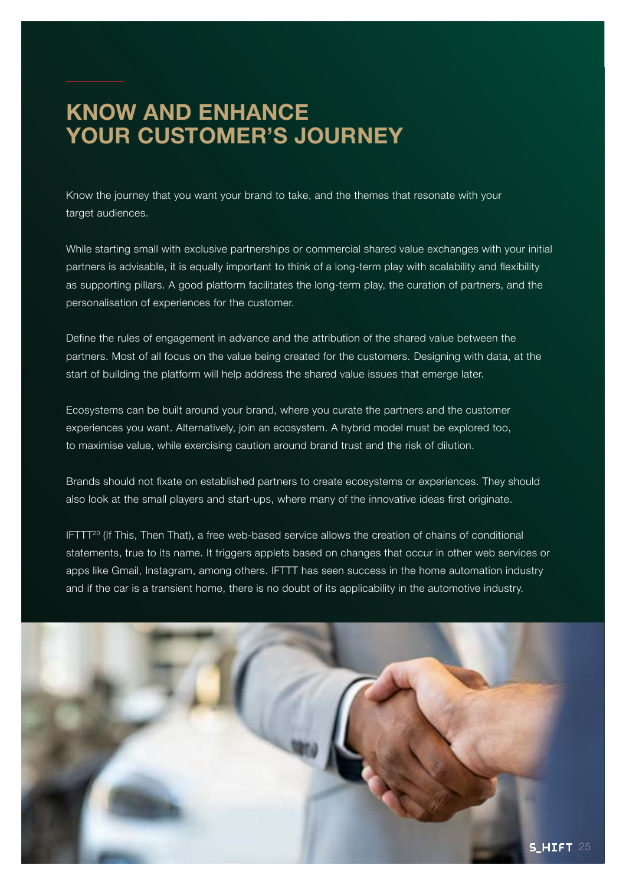# KNOW AND ENHANCE YOUR CUSTOMER'S JOURNEY

Know the journey that you want your brand to take, and the themes that resonate with your target audiences.

While starting small with exclusive partnerships or commercial shared value exchanges with your initial partners is advisable, it is equally important to think of a long-term play with scalability and flexibility as supporting pillars. A good platform facilitates the long-term play, the curation of partners, and the personalisation of experiences for the customer.

Define the rules of engagement in advance and the attribution of the shared value between the partners. Most of all focus on the value being created for the customers. Designing with data, at the start of building the platform will help address the shared value issues that emerge later.

Ecosystems can be built around your brand, where you curate the partners and the customer experiences you want. Alternatively, join an ecosystem. A hybrid model must be explored too, to maximise value, while exercising caution around brand trust and the risk of dilution.

Brands should not fixate on established partners to create ecosystems or experiences. They should also look at the small players and start-ups, where many of the innovative ideas first originate.

IFTTT[20] (If This, Then That), a free web-based service allows the creation of chains of conditional statements, true to its name. It triggers applets based on changes that occur in other web services or apps like Gmail, Instagram, among others. IFTTT has seen success in the home automation industry and if the car is a transient home, there is no doubt of its applicability in the automotive industry.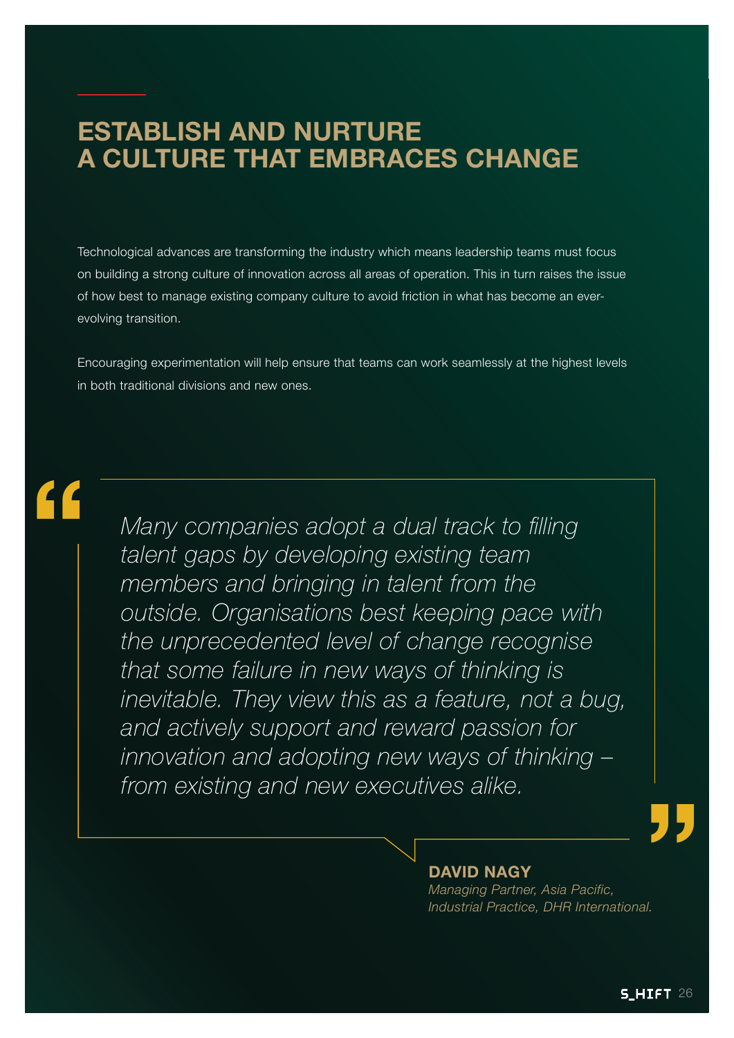# ESTABLISH AND NURTURE A CULTURE THAT EMBRACES CHANGE

Technological advances are transforming the industry which means leadership teams must focus on building a strong culture of innovation across all areas of operation. This in turn raises the issue of how best to manage existing company culture to avoid friction in what has become an ever-evolving transition.

Encouraging experimentation will help ensure that teams can work seamlessly at the highest levels in both traditional divisions and new ones.

> *Many companies adopt a dual track to filling talent gaps by developing existing team members and bringing in talent from the outside. Organisations best keeping pace with the unprecedented level of change recognise that some failure in new ways of thinking is inevitable. They view this as a feature, not a bug, and actively support and reward passion for innovation and adopting new ways of thinking – from existing and new executives alike.*

**DAVID NAGY**
*Managing Partner, Asia Pacific, Industrial Practice, DHR International.*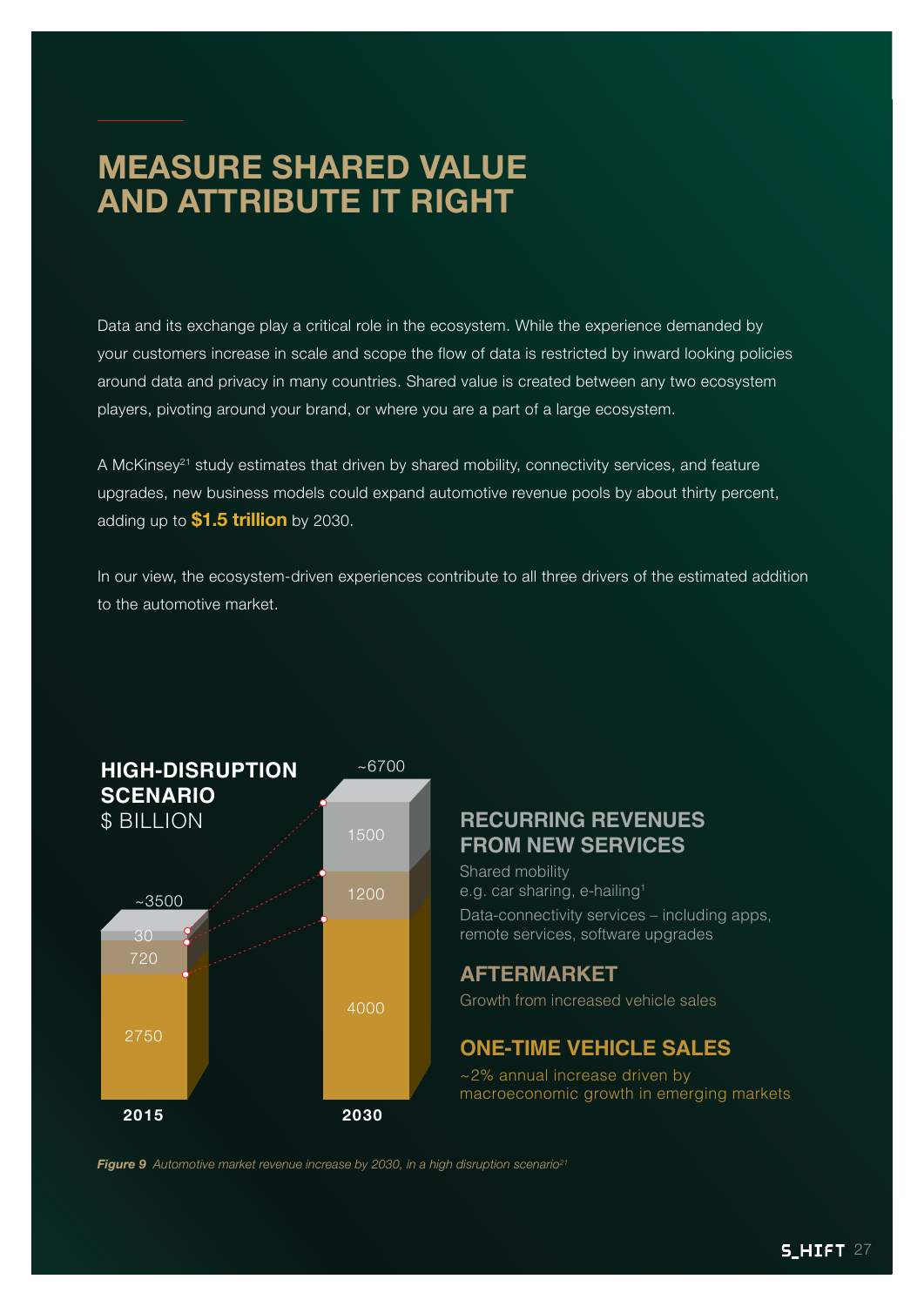# MEASURE SHARED VALUE AND ATTRIBUTE IT RIGHT

Data and its exchange play a critical role in the ecosystem. While the experience demanded by your customers increase in scale and scope the flow of data is restricted by inward looking policies around data and privacy in many countries. Shared value is created between any two ecosystem players, pivoting around your brand, or where you are a part of a large ecosystem.

A McKinsey[21] study estimates that driven by shared mobility, connectivity services, and feature upgrades, new business models could expand automotive revenue pools by about thirty percent, adding up to **$1.5 trillion** by 2030.

In our view, the ecosystem-driven experiences contribute to all three drivers of the estimated addition to the automotive market.

**HIGH-DISRUPTION SCENARIO**
$ BILLION

| | 2015 | 2030 |
|---|---|---|
| Total | ~3500 | ~6700 |
| Recurring revenues from new services | 30 | 1500 |
| Aftermarket | 720 | 1200 |
| One-time vehicle sales | 2750 | 4000 |

**RECURRING REVENUES FROM NEW SERVICES**

Shared mobility
e.g. car sharing, e-hailing[1]

Data-connectivity services – including apps, remote services, software upgrades

**AFTERMARKET**

Growth from increased vehicle sales

**ONE-TIME VEHICLE SALES**

~2% annual increase driven by macroeconomic growth in emerging markets

*Figure 9 Automotive market revenue increase by 2030, in a high disruption scenario[21]*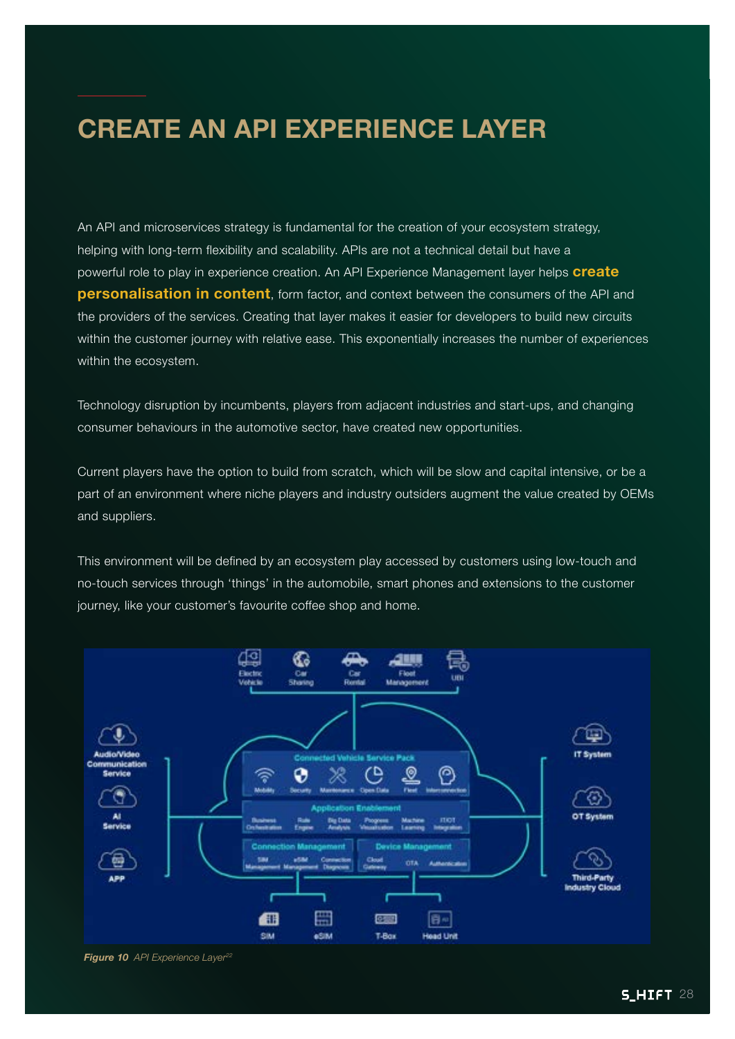# CREATE AN API EXPERIENCE LAYER

An API and microservices strategy is fundamental for the creation of your ecosystem strategy, helping with long-term flexibility and scalability. APIs are not a technical detail but have a powerful role to play in experience creation. An API Experience Management layer helps **create personalisation in content**, form factor, and context between the consumers of the API and the providers of the services. Creating that layer makes it easier for developers to build new circuits within the customer journey with relative ease. This exponentially increases the number of experiences within the ecosystem.

Technology disruption by incumbents, players from adjacent industries and start-ups, and changing consumer behaviours in the automotive sector, have created new opportunities.

Current players have the option to build from scratch, which will be slow and capital intensive, or be a part of an environment where niche players and industry outsiders augment the value created by OEMs and suppliers.

This environment will be defined by an ecosystem play accessed by customers using low-touch and no-touch services through 'things' in the automobile, smart phones and extensions to the customer journey, like your customer's favourite coffee shop and home.

***Figure 10*** *API Experience Layer*[22]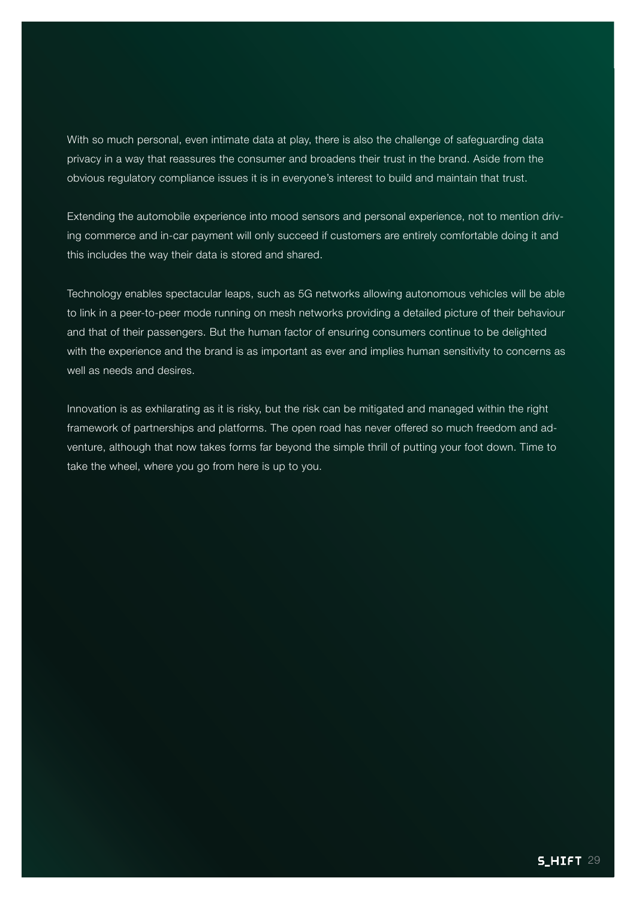With so much personal, even intimate data at play, there is also the challenge of safeguarding data privacy in a way that reassures the consumer and broadens their trust in the brand. Aside from the obvious regulatory compliance issues it is in everyone's interest to build and maintain that trust.

Extending the automobile experience into mood sensors and personal experience, not to mention driving commerce and in-car payment will only succeed if customers are entirely comfortable doing it and this includes the way their data is stored and shared.

Technology enables spectacular leaps, such as 5G networks allowing autonomous vehicles will be able to link in a peer-to-peer mode running on mesh networks providing a detailed picture of their behaviour and that of their passengers. But the human factor of ensuring consumers continue to be delighted with the experience and the brand is as important as ever and implies human sensitivity to concerns as well as needs and desires.

Innovation is as exhilarating as it is risky, but the risk can be mitigated and managed within the right framework of partnerships and platforms. The open road has never offered so much freedom and adventure, although that now takes forms far beyond the simple thrill of putting your foot down. Time to take the wheel, where you go from here is up to you.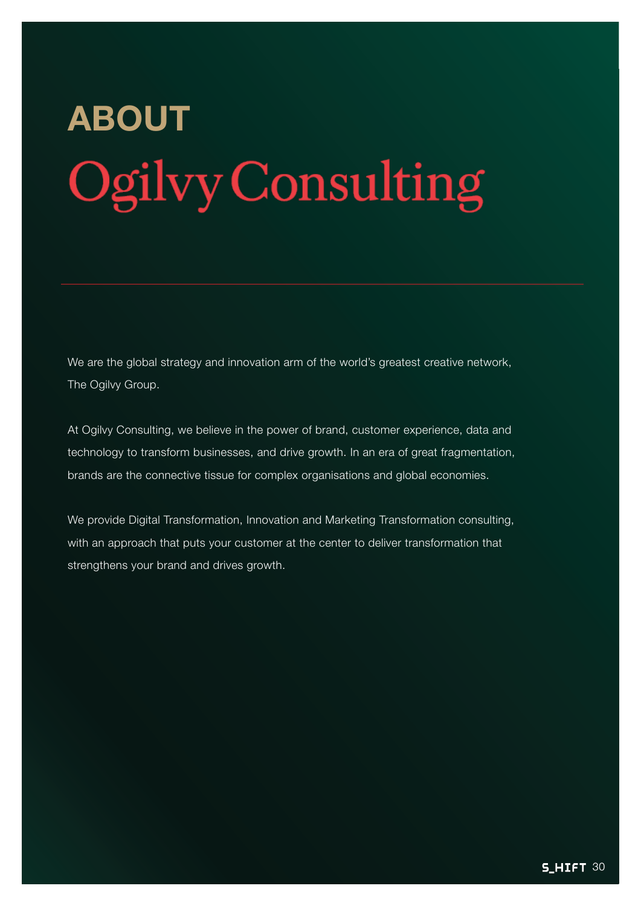# ABOUT Ogilvy Consulting

We are the global strategy and innovation arm of the world's greatest creative network, The Ogilvy Group.

At Ogilvy Consulting, we believe in the power of brand, customer experience, data and technology to transform businesses, and drive growth. In an era of great fragmentation, brands are the connective tissue for complex organisations and global economies.

We provide Digital Transformation, Innovation and Marketing Transformation consulting, with an approach that puts your customer at the center to deliver transformation that strengthens your brand and drives growth.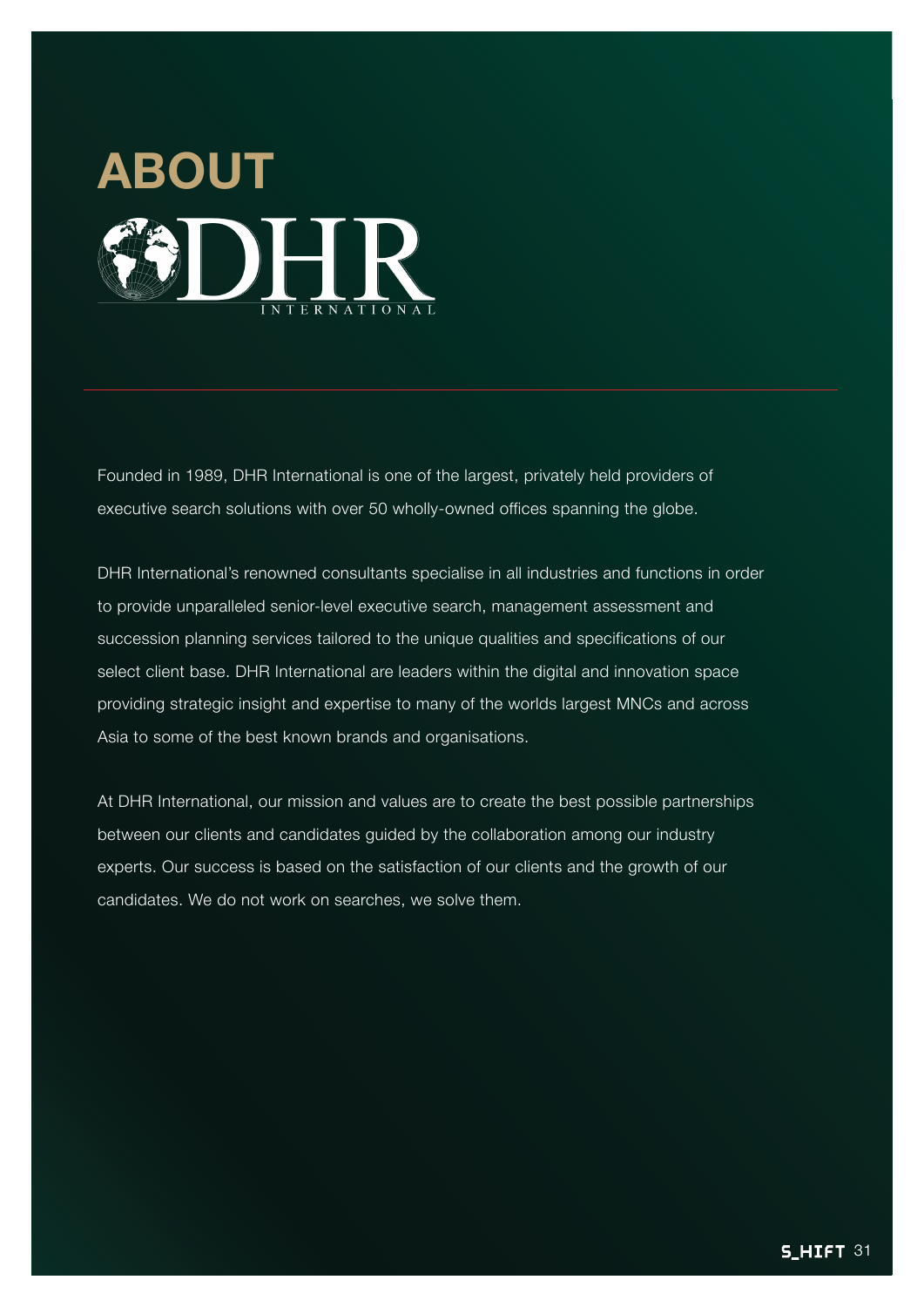# ABOUT DHR INTERNATIONAL

Founded in 1989, DHR International is one of the largest, privately held providers of executive search solutions with over 50 wholly-owned offices spanning the globe.

DHR International's renowned consultants specialise in all industries and functions in order to provide unparalleled senior-level executive search, management assessment and succession planning services tailored to the unique qualities and specifications of our select client base. DHR International are leaders within the digital and innovation space providing strategic insight and expertise to many of the worlds largest MNCs and across Asia to some of the best known brands and organisations.

At DHR International, our mission and values are to create the best possible partnerships between our clients and candidates guided by the collaboration among our industry experts. Our success is based on the satisfaction of our clients and the growth of our candidates. We do not work on searches, we solve them.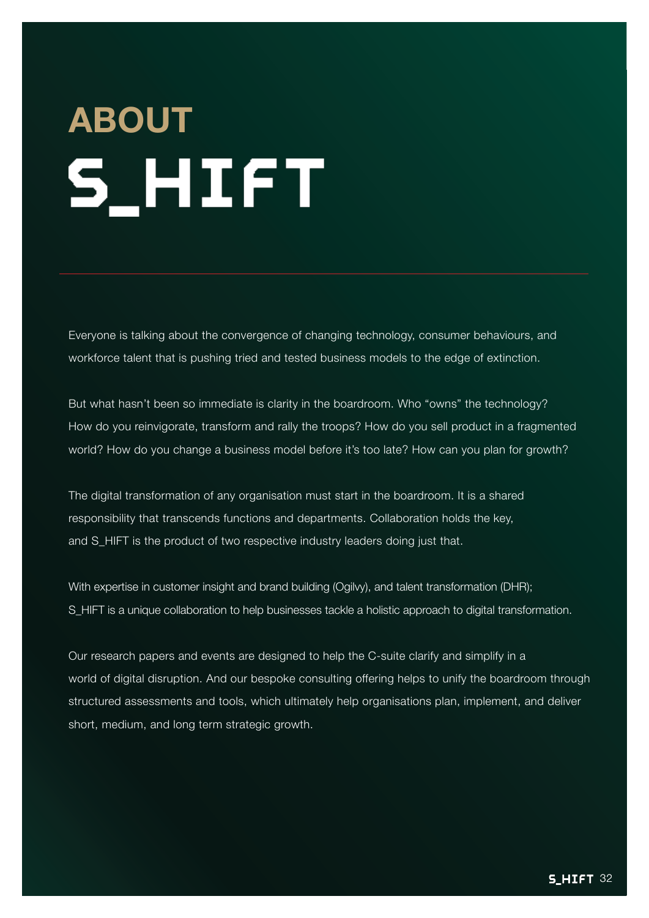# ABOUT S_HIFT

Everyone is talking about the convergence of changing technology, consumer behaviours, and workforce talent that is pushing tried and tested business models to the edge of extinction.

But what hasn't been so immediate is clarity in the boardroom. Who "owns" the technology? How do you reinvigorate, transform and rally the troops? How do you sell product in a fragmented world? How do you change a business model before it's too late? How can you plan for growth?

The digital transformation of any organisation must start in the boardroom. It is a shared responsibility that transcends functions and departments. Collaboration holds the key, and S_HIFT is the product of two respective industry leaders doing just that.

With expertise in customer insight and brand building (Ogilvy), and talent transformation (DHR); S_HIFT is a unique collaboration to help businesses tackle a holistic approach to digital transformation.

Our research papers and events are designed to help the C-suite clarify and simplify in a world of digital disruption. And our bespoke consulting offering helps to unify the boardroom through structured assessments and tools, which ultimately help organisations plan, implement, and deliver short, medium, and long term strategic growth.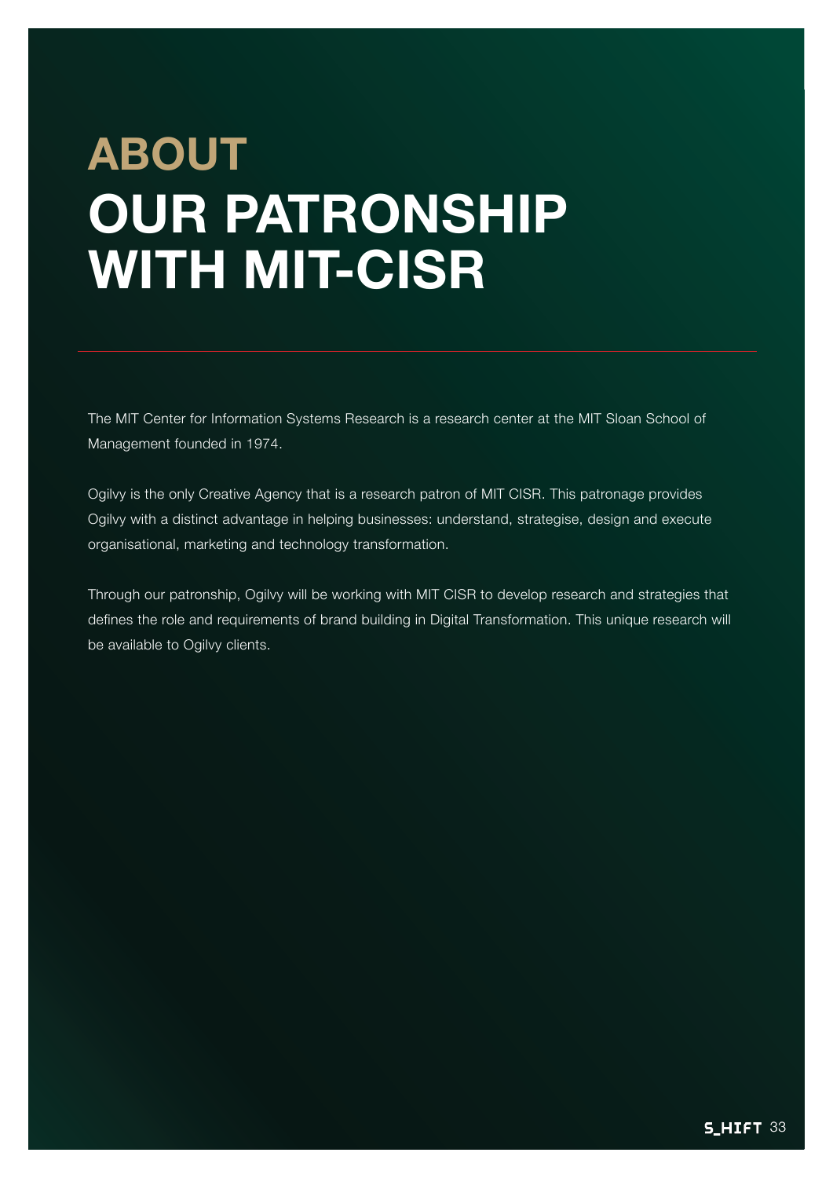# ABOUT
# OUR PATRONSHIP WITH MIT-CISR

The MIT Center for Information Systems Research is a research center at the MIT Sloan School of Management founded in 1974.

Ogilvy is the only Creative Agency that is a research patron of MIT CISR. This patronage provides Ogilvy with a distinct advantage in helping businesses: understand, strategise, design and execute organisational, marketing and technology transformation.

Through our patronship, Ogilvy will be working with MIT CISR to develop research and strategies that defines the role and requirements of brand building in Digital Transformation. This unique research will be available to Ogilvy clients.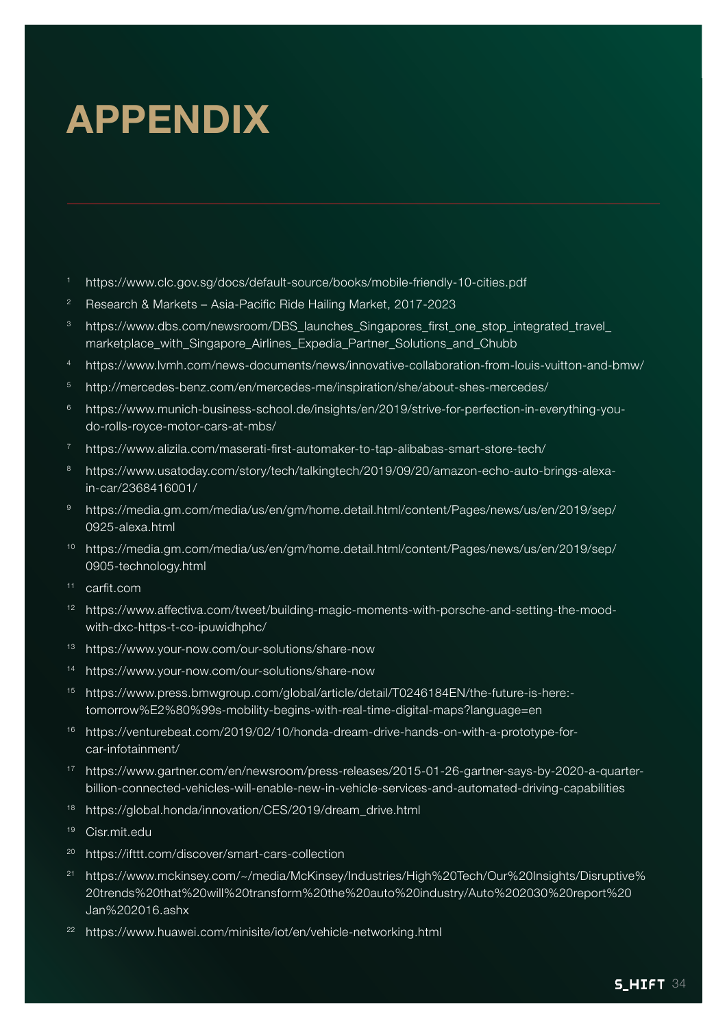# APPENDIX

[1] https://www.clc.gov.sg/docs/default-source/books/mobile-friendly-10-cities.pdf

[2] Research & Markets – Asia-Pacific Ride Hailing Market, 2017-2023

[3] https://www.dbs.com/newsroom/DBS_launches_Singapores_first_one_stop_integrated_travel_marketplace_with_Singapore_Airlines_Expedia_Partner_Solutions_and_Chubb

[4] https://www.lvmh.com/news-documents/news/innovative-collaboration-from-louis-vuitton-and-bmw/

[5] http://mercedes-benz.com/en/mercedes-me/inspiration/she/about-shes-mercedes/

[6] https://www.munich-business-school.de/insights/en/2019/strive-for-perfection-in-everything-you-do-rolls-royce-motor-cars-at-mbs/

[7] https://www.alizila.com/maserati-first-automaker-to-tap-alibabas-smart-store-tech/

[8] https://www.usatoday.com/story/tech/talkingtech/2019/09/20/amazon-echo-auto-brings-alexa-in-car/2368416001/

[9] https://media.gm.com/media/us/en/gm/home.detail.html/content/Pages/news/us/en/2019/sep/0925-alexa.html

[10] https://media.gm.com/media/us/en/gm/home.detail.html/content/Pages/news/us/en/2019/sep/0905-technology.html

[11] carfit.com

[12] https://www.affectiva.com/tweet/building-magic-moments-with-porsche-and-setting-the-mood-with-dxc-https-t-co-ipuwidhphc/

[13] https://www.your-now.com/our-solutions/share-now

[14] https://www.your-now.com/our-solutions/share-now

[15] https://www.press.bmwgroup.com/global/article/detail/T0246184EN/the-future-is-here:-tomorrow%E2%80%99s-mobility-begins-with-real-time-digital-maps?language=en

[16] https://venturebeat.com/2019/02/10/honda-dream-drive-hands-on-with-a-prototype-for-car-infotainment/

[17] https://www.gartner.com/en/newsroom/press-releases/2015-01-26-gartner-says-by-2020-a-quarter-billion-connected-vehicles-will-enable-new-in-vehicle-services-and-automated-driving-capabilities

[18] https://global.honda/innovation/CES/2019/dream_drive.html

[19] Cisr.mit.edu

[20] https://ifttt.com/discover/smart-cars-collection

[21] https://www.mckinsey.com/~/media/McKinsey/Industries/High%20Tech/Our%20Insights/Disruptive%20trends%20that%20will%20transform%20the%20auto%20industry/Auto%202030%20report%20Jan%202016.ashx

[22] https://www.huawei.com/minisite/iot/en/vehicle-networking.html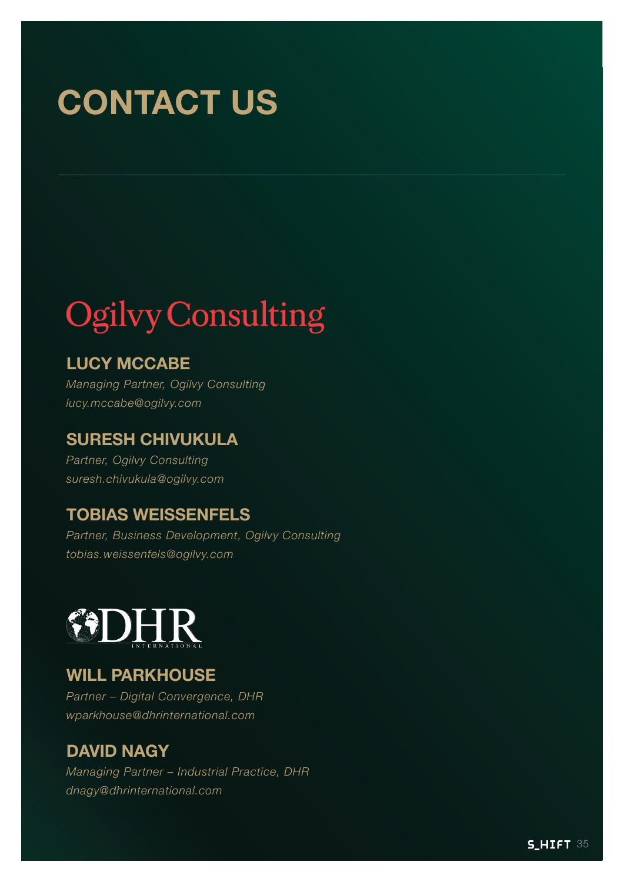# CONTACT US

## Ogilvy Consulting

### LUCY MCCABE

*Managing Partner, Ogilvy Consulting*
*lucy.mccabe@ogilvy.com*

### SURESH CHIVUKULA

*Partner, Ogilvy Consulting*
*suresh.chivukula@ogilvy.com*

### TOBIAS WEISSENFELS

*Partner, Business Development, Ogilvy Consulting*
*tobias.weissenfels@ogilvy.com*

## DHR INTERNATIONAL

### WILL PARKHOUSE

*Partner – Digital Convergence, DHR*
*wparkhouse@dhrinternational.com*

### DAVID NAGY

*Managing Partner – Industrial Practice, DHR*
*dnagy@dhrinternational.com*